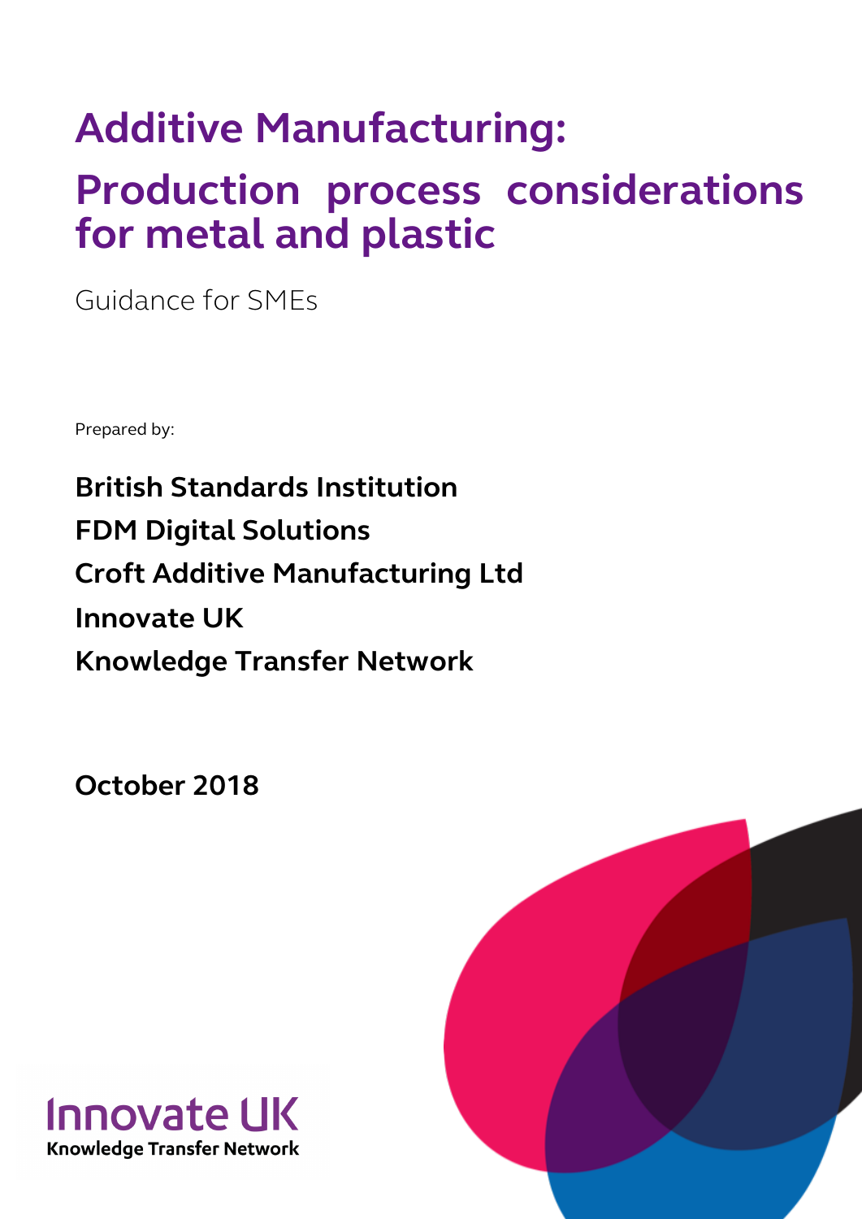# Additive Manufacturing:

# Production process considerations for metal and plastic

Guidance for SMEs

Prepared by:

**British Standards Institution**

**FDM Digital Solutions**

**Croft Additive Manufacturing Ltd**

**Innovate UK**

**Knowledge Transfer Network**

**October 2018**

Innovate UK
Knowledge Transfer Network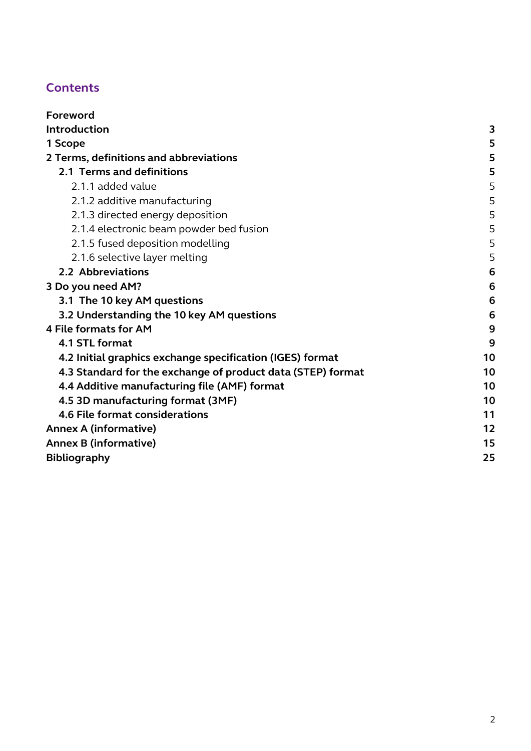## Contents

| | |
|---|---|
| **Foreword** | |
| **Introduction** | **3** |
| **1 Scope** | **5** |
| **2 Terms, definitions and abbreviations** | **5** |
| **2.1 Terms and definitions** | **5** |
| 2.1.1 added value | 5 |
| 2.1.2 additive manufacturing | 5 |
| 2.1.3 directed energy deposition | 5 |
| 2.1.4 electronic beam powder bed fusion | 5 |
| 2.1.5 fused deposition modelling | 5 |
| 2.1.6 selective layer melting | 5 |
| **2.2 Abbreviations** | **6** |
| **3 Do you need AM?** | **6** |
| **3.1 The 10 key AM questions** | **6** |
| **3.2 Understanding the 10 key AM questions** | **6** |
| **4 File formats for AM** | **9** |
| **4.1 STL format** | **9** |
| **4.2 Initial graphics exchange specification (IGES) format** | **10** |
| **4.3 Standard for the exchange of product data (STEP) format** | **10** |
| **4.4 Additive manufacturing file (AMF) format** | **10** |
| **4.5 3D manufacturing format (3MF)** | **10** |
| **4.6 File format considerations** | **11** |
| **Annex A (informative)** | **12** |
| **Annex B (informative)** | **15** |
| **Bibliography** | **25** |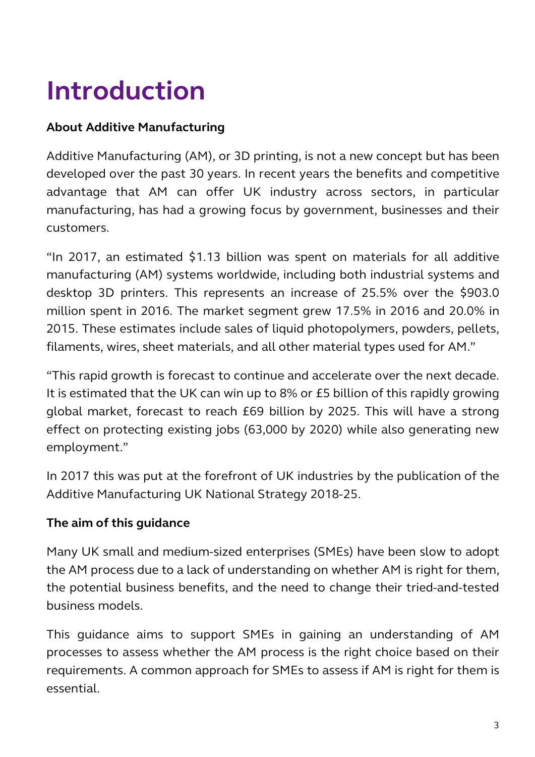# Introduction

**About Additive Manufacturing**

Additive Manufacturing (AM), or 3D printing, is not a new concept but has been developed over the past 30 years. In recent years the benefits and competitive advantage that AM can offer UK industry across sectors, in particular manufacturing, has had a growing focus by government, businesses and their customers.

"In 2017, an estimated $1.13 billion was spent on materials for all additive manufacturing (AM) systems worldwide, including both industrial systems and desktop 3D printers. This represents an increase of 25.5% over the $903.0 million spent in 2016. The market segment grew 17.5% in 2016 and 20.0% in 2015. These estimates include sales of liquid photopolymers, powders, pellets, filaments, wires, sheet materials, and all other material types used for AM."

"This rapid growth is forecast to continue and accelerate over the next decade. It is estimated that the UK can win up to 8% or £5 billion of this rapidly growing global market, forecast to reach £69 billion by 2025. This will have a strong effect on protecting existing jobs (63,000 by 2020) while also generating new employment."

In 2017 this was put at the forefront of UK industries by the publication of the Additive Manufacturing UK National Strategy 2018-25.

**The aim of this guidance**

Many UK small and medium-sized enterprises (SMEs) have been slow to adopt the AM process due to a lack of understanding on whether AM is right for them, the potential business benefits, and the need to change their tried-and-tested business models.

This guidance aims to support SMEs in gaining an understanding of AM processes to assess whether the AM process is the right choice based on their requirements. A common approach for SMEs to assess if AM is right for them is essential.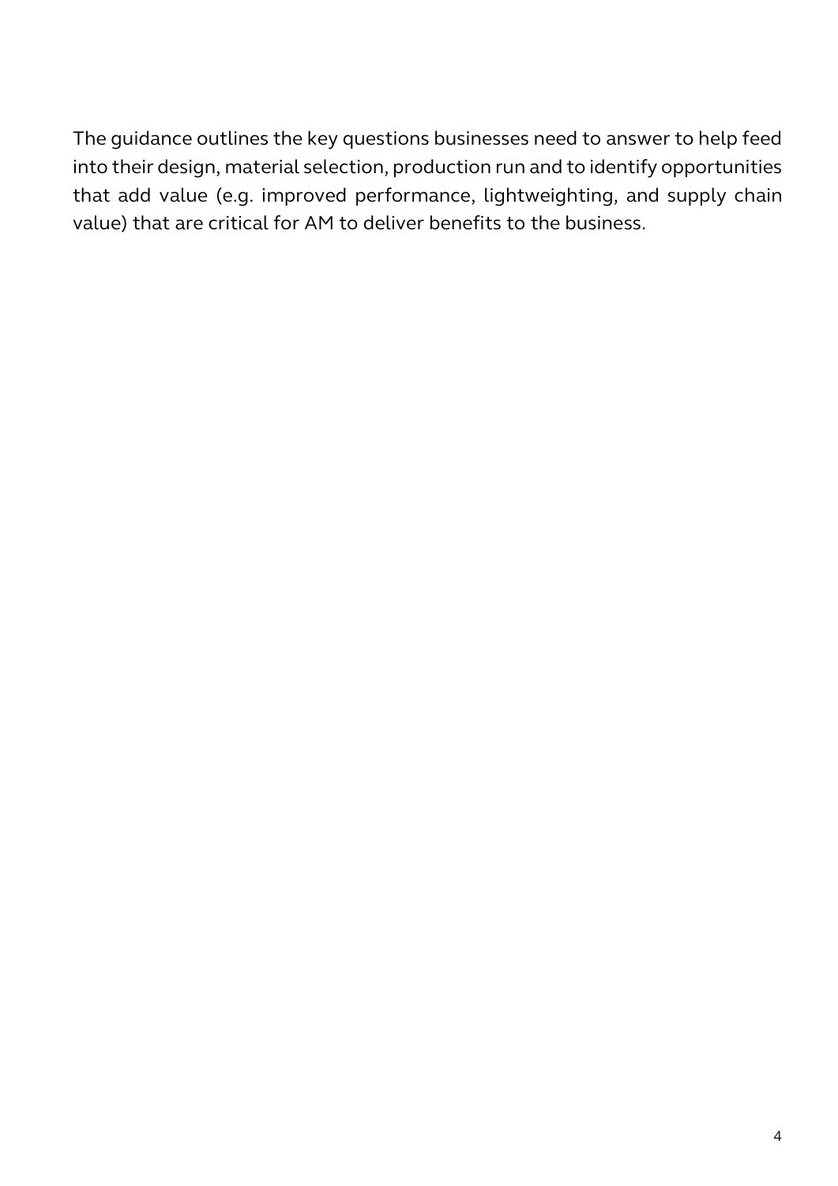The guidance outlines the key questions businesses need to answer to help feed into their design, material selection, production run and to identify opportunities that add value (e.g. improved performance, lightweighting, and supply chain value) that are critical for AM to deliver benefits to the business.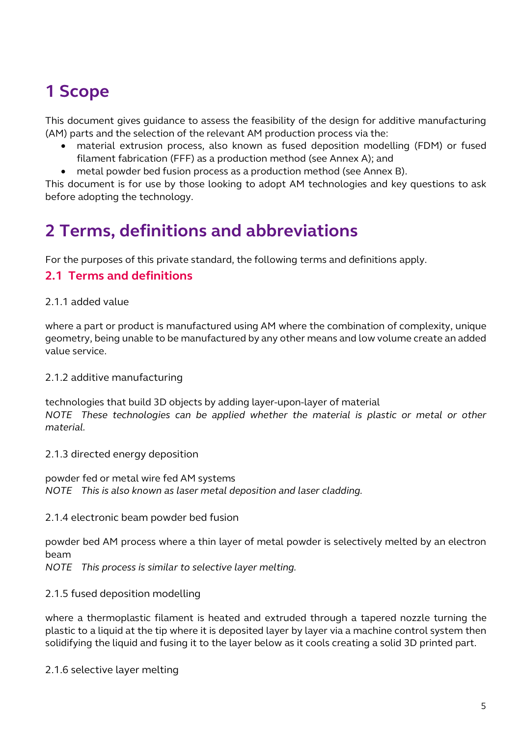# 1 Scope

This document gives guidance to assess the feasibility of the design for additive manufacturing (AM) parts and the selection of the relevant AM production process via the:

- material extrusion process, also known as fused deposition modelling (FDM) or fused filament fabrication (FFF) as a production method (see Annex A); and
- metal powder bed fusion process as a production method (see Annex B).

This document is for use by those looking to adopt AM technologies and key questions to ask before adopting the technology.

# 2 Terms, definitions and abbreviations

For the purposes of this private standard, the following terms and definitions apply.

## 2.1 Terms and definitions

### 2.1.1 added value

where a part or product is manufactured using AM where the combination of complexity, unique geometry, being unable to be manufactured by any other means and low volume create an added value service.

### 2.1.2 additive manufacturing

technologies that build 3D objects by adding layer-upon-layer of material

*NOTE These technologies can be applied whether the material is plastic or metal or other material.*

### 2.1.3 directed energy deposition

powder fed or metal wire fed AM systems

*NOTE This is also known as laser metal deposition and laser cladding.*

### 2.1.4 electronic beam powder bed fusion

powder bed AM process where a thin layer of metal powder is selectively melted by an electron beam

*NOTE This process is similar to selective layer melting.*

### 2.1.5 fused deposition modelling

where a thermoplastic filament is heated and extruded through a tapered nozzle turning the plastic to a liquid at the tip where it is deposited layer by layer via a machine control system then solidifying the liquid and fusing it to the layer below as it cools creating a solid 3D printed part.

### 2.1.6 selective layer melting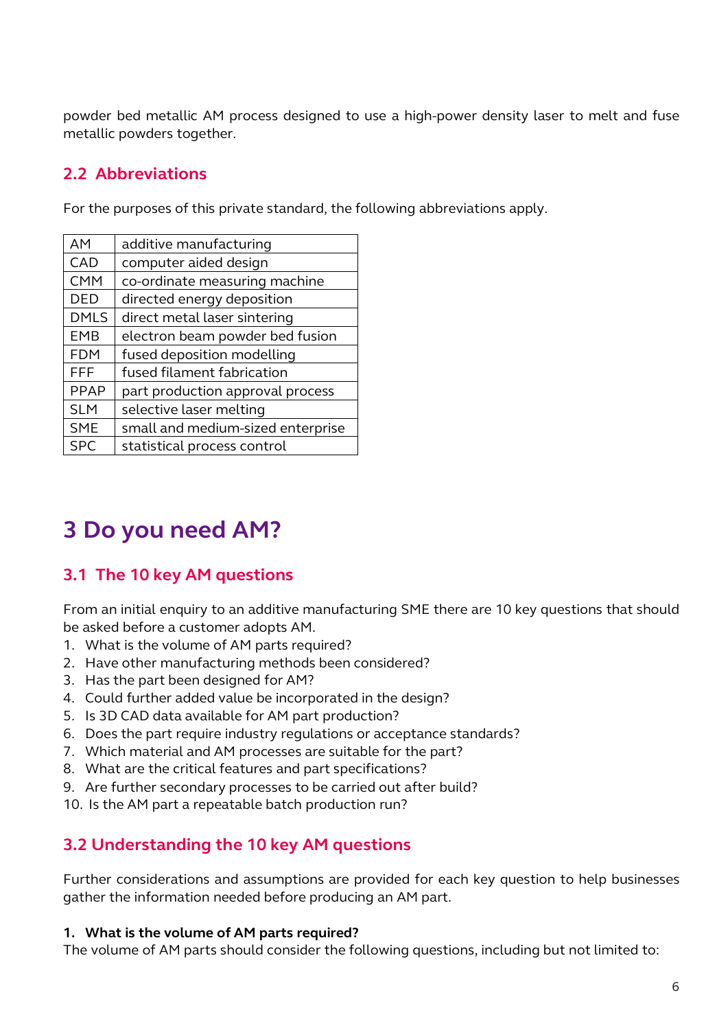powder bed metallic AM process designed to use a high-power density laser to melt and fuse metallic powders together.

## 2.2 Abbreviations

For the purposes of this private standard, the following abbreviations apply.

| | |
|---|---|
| AM | additive manufacturing |
| CAD | computer aided design |
| CMM | co-ordinate measuring machine |
| DED | directed energy deposition |
| DMLS | direct metal laser sintering |
| EMB | electron beam powder bed fusion |
| FDM | fused deposition modelling |
| FFF | fused filament fabrication |
| PPAP | part production approval process |
| SLM | selective laser melting |
| SME | small and medium-sized enterprise |
| SPC | statistical process control |

# 3 Do you need AM?

## 3.1 The 10 key AM questions

From an initial enquiry to an additive manufacturing SME there are 10 key questions that should be asked before a customer adopts AM.

1. What is the volume of AM parts required?
2. Have other manufacturing methods been considered?
3. Has the part been designed for AM?
4. Could further added value be incorporated in the design?
5. Is 3D CAD data available for AM part production?
6. Does the part require industry regulations or acceptance standards?
7. Which material and AM processes are suitable for the part?
8. What are the critical features and part specifications?
9. Are further secondary processes to be carried out after build?
10. Is the AM part a repeatable batch production run?

## 3.2 Understanding the 10 key AM questions

Further considerations and assumptions are provided for each key question to help businesses gather the information needed before producing an AM part.

**1. What is the volume of AM parts required?**

The volume of AM parts should consider the following questions, including but not limited to: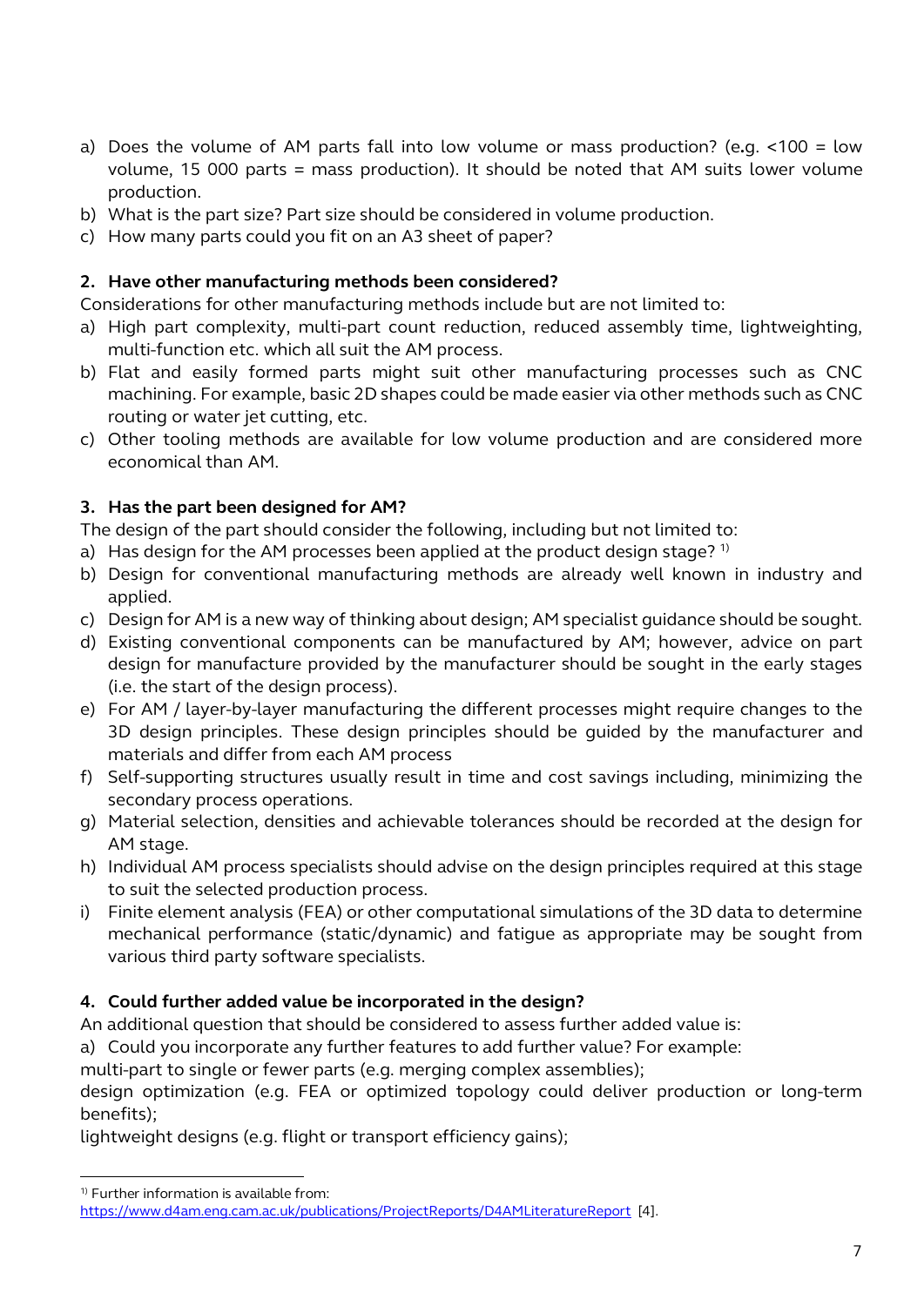a) Does the volume of AM parts fall into low volume or mass production? (e.g. <100 = low volume, 15 000 parts = mass production). It should be noted that AM suits lower volume production.
b) What is the part size? Part size should be considered in volume production.
c) How many parts could you fit on an A3 sheet of paper?

**2. Have other manufacturing methods been considered?**

Considerations for other manufacturing methods include but are not limited to:

a) High part complexity, multi-part count reduction, reduced assembly time, lightweighting, multi-function etc. which all suit the AM process.
b) Flat and easily formed parts might suit other manufacturing processes such as CNC machining. For example, basic 2D shapes could be made easier via other methods such as CNC routing or water jet cutting, etc.
c) Other tooling methods are available for low volume production and are considered more economical than AM.

**3. Has the part been designed for AM?**

The design of the part should consider the following, including but not limited to:

a) Has design for the AM processes been applied at the product design stage? [1)]
b) Design for conventional manufacturing methods are already well known in industry and applied.
c) Design for AM is a new way of thinking about design; AM specialist guidance should be sought.
d) Existing conventional components can be manufactured by AM; however, advice on part design for manufacture provided by the manufacturer should be sought in the early stages (i.e. the start of the design process).
e) For AM / layer-by-layer manufacturing the different processes might require changes to the 3D design principles. These design principles should be guided by the manufacturer and materials and differ from each AM process
f) Self-supporting structures usually result in time and cost savings including, minimizing the secondary process operations.
g) Material selection, densities and achievable tolerances should be recorded at the design for AM stage.
h) Individual AM process specialists should advise on the design principles required at this stage to suit the selected production process.
i) Finite element analysis (FEA) or other computational simulations of the 3D data to determine mechanical performance (static/dynamic) and fatigue as appropriate may be sought from various third party software specialists.

**4. Could further added value be incorporated in the design?**

An additional question that should be considered to assess further added value is:

a) Could you incorporate any further features to add further value? For example:

multi-part to single or fewer parts (e.g. merging complex assemblies);

design optimization (e.g. FEA or optimized topology could deliver production or long-term benefits);

lightweight designs (e.g. flight or transport efficiency gains);

---

[1)] Further information is available from: https://www.d4am.eng.cam.ac.uk/publications/ProjectReports/D4AMLiteratureReport [4].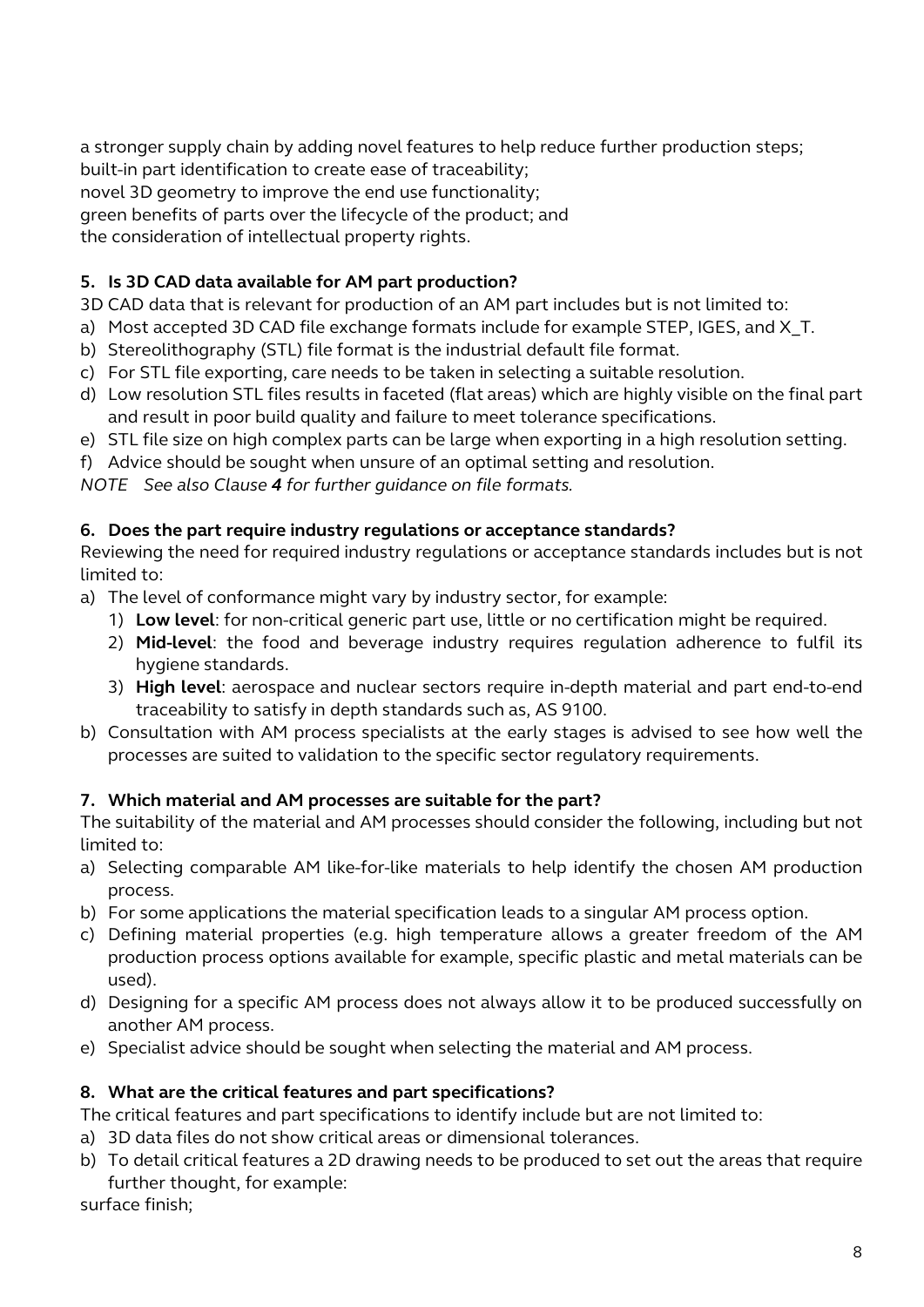a stronger supply chain by adding novel features to help reduce further production steps;
built-in part identification to create ease of traceability;
novel 3D geometry to improve the end use functionality;
green benefits of parts over the lifecycle of the product; and
the consideration of intellectual property rights.

**5. Is 3D CAD data available for AM part production?**

3D CAD data that is relevant for production of an AM part includes but is not limited to:

a) Most accepted 3D CAD file exchange formats include for example STEP, IGES, and X_T.
b) Stereolithography (STL) file format is the industrial default file format.
c) For STL file exporting, care needs to be taken in selecting a suitable resolution.
d) Low resolution STL files results in faceted (flat areas) which are highly visible on the final part and result in poor build quality and failure to meet tolerance specifications.
e) STL file size on high complex parts can be large when exporting in a high resolution setting.
f) Advice should be sought when unsure of an optimal setting and resolution.

*NOTE See also Clause **4** for further guidance on file formats.*

**6. Does the part require industry regulations or acceptance standards?**

Reviewing the need for required industry regulations or acceptance standards includes but is not limited to:

a) The level of conformance might vary by industry sector, for example:
   1) **Low level**: for non-critical generic part use, little or no certification might be required.
   2) **Mid-level**: the food and beverage industry requires regulation adherence to fulfil its hygiene standards.
   3) **High level**: aerospace and nuclear sectors require in-depth material and part end-to-end traceability to satisfy in depth standards such as, AS 9100.
b) Consultation with AM process specialists at the early stages is advised to see how well the processes are suited to validation to the specific sector regulatory requirements.

**7. Which material and AM processes are suitable for the part?**

The suitability of the material and AM processes should consider the following, including but not limited to:

a) Selecting comparable AM like-for-like materials to help identify the chosen AM production process.
b) For some applications the material specification leads to a singular AM process option.
c) Defining material properties (e.g. high temperature allows a greater freedom of the AM production process options available for example, specific plastic and metal materials can be used).
d) Designing for a specific AM process does not always allow it to be produced successfully on another AM process.
e) Specialist advice should be sought when selecting the material and AM process.

**8. What are the critical features and part specifications?**

The critical features and part specifications to identify include but are not limited to:

a) 3D data files do not show critical areas or dimensional tolerances.
b) To detail critical features a 2D drawing needs to be produced to set out the areas that require further thought, for example:

surface finish;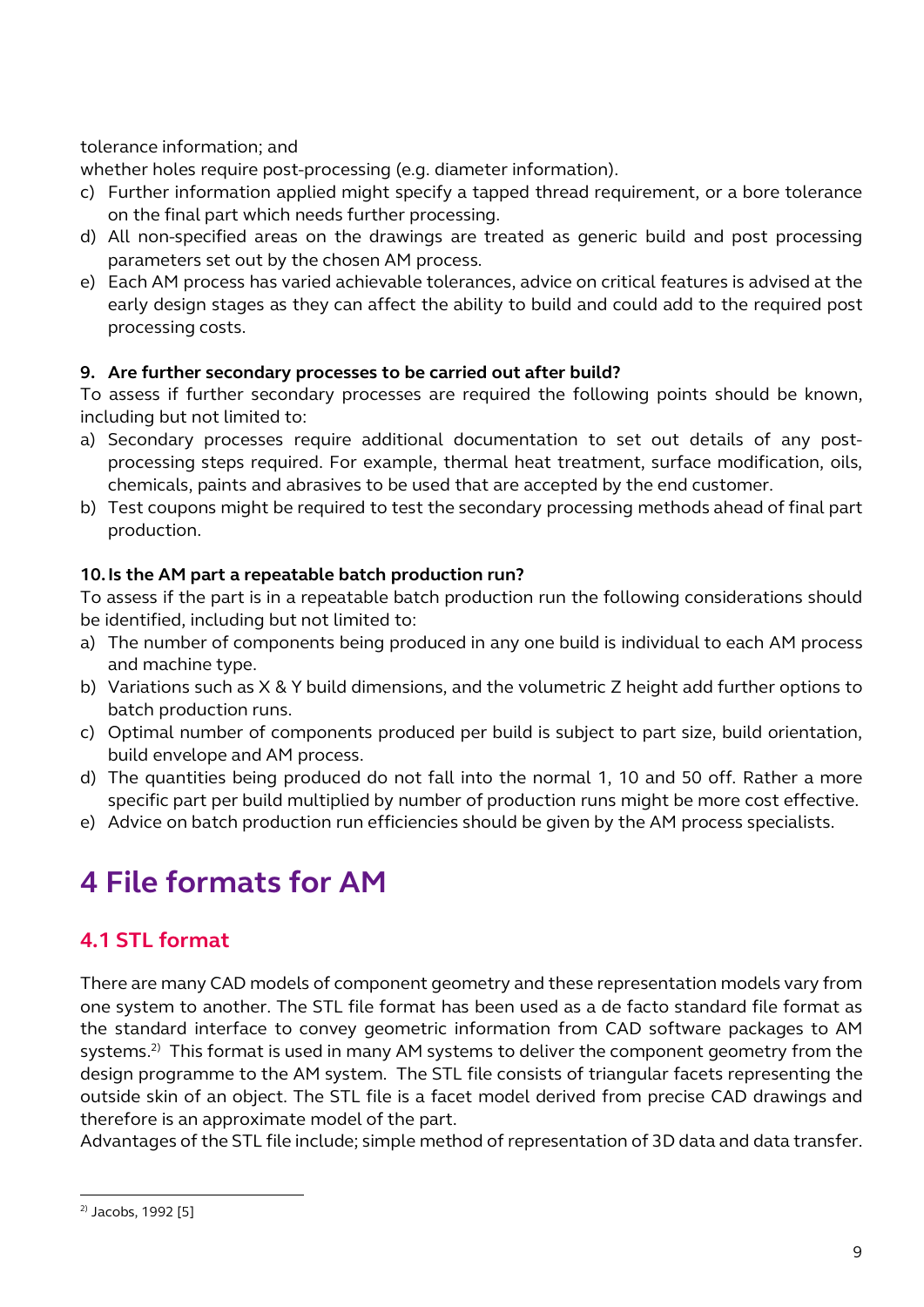tolerance information; and

whether holes require post-processing (e.g. diameter information).

c) Further information applied might specify a tapped thread requirement, or a bore tolerance on the final part which needs further processing.
d) All non-specified areas on the drawings are treated as generic build and post processing parameters set out by the chosen AM process.
e) Each AM process has varied achievable tolerances, advice on critical features is advised at the early design stages as they can affect the ability to build and could add to the required post processing costs.

**9. Are further secondary processes to be carried out after build?**

To assess if further secondary processes are required the following points should be known, including but not limited to:

a) Secondary processes require additional documentation to set out details of any post-processing steps required. For example, thermal heat treatment, surface modification, oils, chemicals, paints and abrasives to be used that are accepted by the end customer.
b) Test coupons might be required to test the secondary processing methods ahead of final part production.

**10. Is the AM part a repeatable batch production run?**

To assess if the part is in a repeatable batch production run the following considerations should be identified, including but not limited to:

a) The number of components being produced in any one build is individual to each AM process and machine type.
b) Variations such as X & Y build dimensions, and the volumetric Z height add further options to batch production runs.
c) Optimal number of components produced per build is subject to part size, build orientation, build envelope and AM process.
d) The quantities being produced do not fall into the normal 1, 10 and 50 off. Rather a more specific part per build multiplied by number of production runs might be more cost effective.
e) Advice on batch production run efficiencies should be given by the AM process specialists.

# 4 File formats for AM

## 4.1 STL format

There are many CAD models of component geometry and these representation models vary from one system to another. The STL file format has been used as a de facto standard file format as the standard interface to convey geometric information from CAD software packages to AM systems.[2] This format is used in many AM systems to deliver the component geometry from the design programme to the AM system. The STL file consists of triangular facets representing the outside skin of an object. The STL file is a facet model derived from precise CAD drawings and therefore is an approximate model of the part.

Advantages of the STL file include; simple method of representation of 3D data and data transfer.

[2] Jacobs, 1992 [5]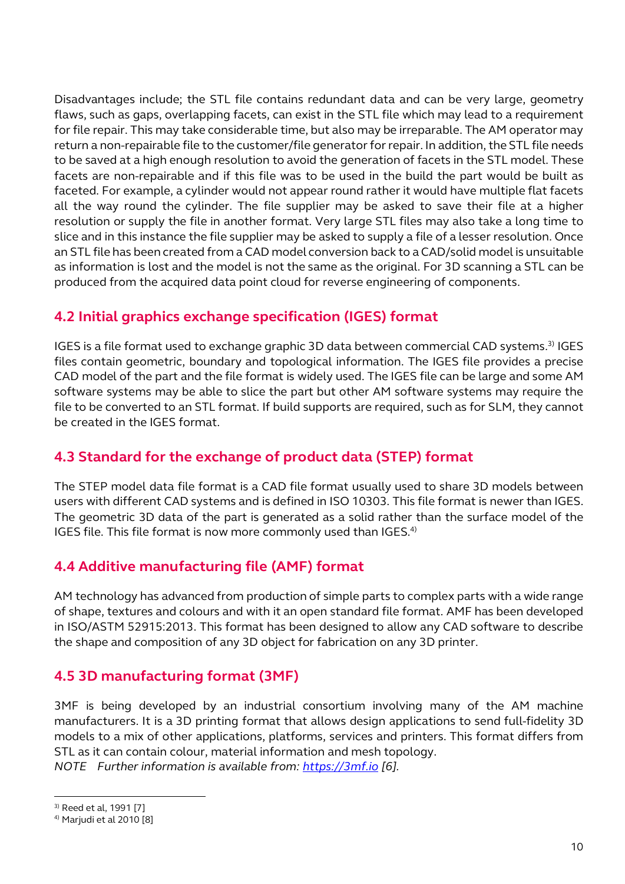Disadvantages include; the STL file contains redundant data and can be very large, geometry flaws, such as gaps, overlapping facets, can exist in the STL file which may lead to a requirement for file repair. This may take considerable time, but also may be irreparable. The AM operator may return a non-repairable file to the customer/file generator for repair. In addition, the STL file needs to be saved at a high enough resolution to avoid the generation of facets in the STL model. These facets are non-repairable and if this file was to be used in the build the part would be built as faceted. For example, a cylinder would not appear round rather it would have multiple flat facets all the way round the cylinder. The file supplier may be asked to save their file at a higher resolution or supply the file in another format. Very large STL files may also take a long time to slice and in this instance the file supplier may be asked to supply a file of a lesser resolution. Once an STL file has been created from a CAD model conversion back to a CAD/solid model is unsuitable as information is lost and the model is not the same as the original. For 3D scanning a STL can be produced from the acquired data point cloud for reverse engineering of components.

## 4.2 Initial graphics exchange specification (IGES) format

IGES is a file format used to exchange graphic 3D data between commercial CAD systems.[3)] IGES files contain geometric, boundary and topological information. The IGES file provides a precise CAD model of the part and the file format is widely used. The IGES file can be large and some AM software systems may be able to slice the part but other AM software systems may require the file to be converted to an STL format. If build supports are required, such as for SLM, they cannot be created in the IGES format.

## 4.3 Standard for the exchange of product data (STEP) format

The STEP model data file format is a CAD file format usually used to share 3D models between users with different CAD systems and is defined in ISO 10303. This file format is newer than IGES. The geometric 3D data of the part is generated as a solid rather than the surface model of the IGES file. This file format is now more commonly used than IGES.[4)]

## 4.4 Additive manufacturing file (AMF) format

AM technology has advanced from production of simple parts to complex parts with a wide range of shape, textures and colours and with it an open standard file format. AMF has been developed in ISO/ASTM 52915:2013. This format has been designed to allow any CAD software to describe the shape and composition of any 3D object for fabrication on any 3D printer.

## 4.5 3D manufacturing format (3MF)

3MF is being developed by an industrial consortium involving many of the AM machine manufacturers. It is a 3D printing format that allows design applications to send full-fidelity 3D models to a mix of other applications, platforms, services and printers. This format differs from STL as it can contain colour, material information and mesh topology.

*NOTE Further information is available from: https://3mf.io [6].*

---

[3)] Reed et al, 1991 [7]

[4)] Marjudi et al 2010 [8]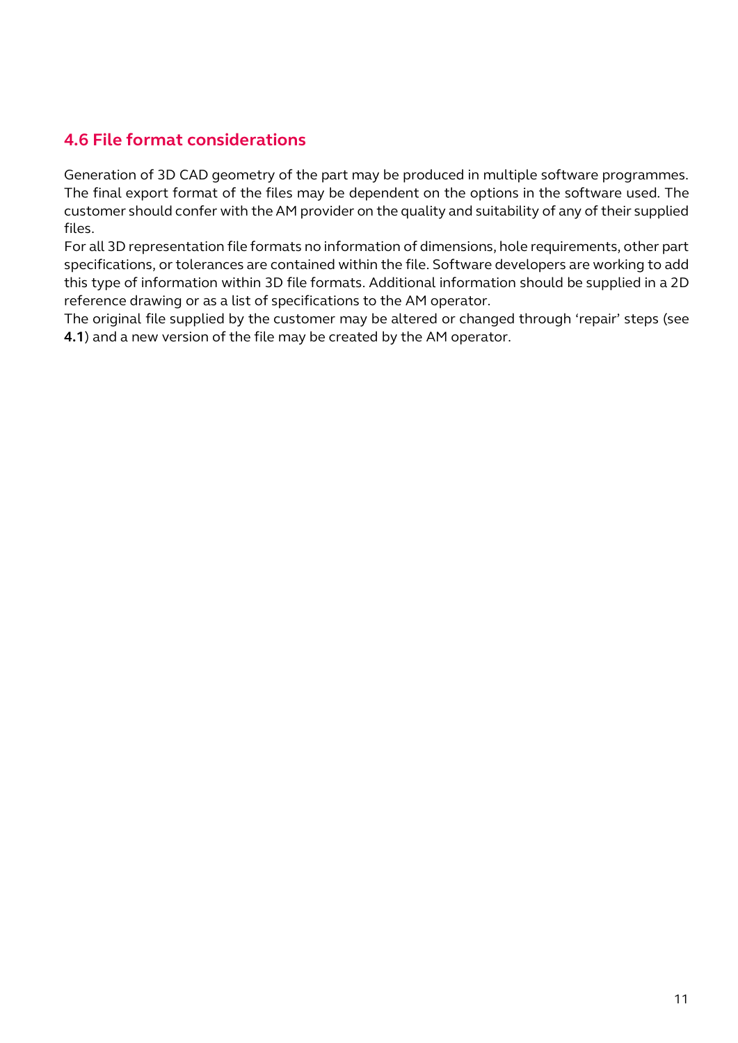## 4.6 File format considerations

Generation of 3D CAD geometry of the part may be produced in multiple software programmes. The final export format of the files may be dependent on the options in the software used. The customer should confer with the AM provider on the quality and suitability of any of their supplied files.

For all 3D representation file formats no information of dimensions, hole requirements, other part specifications, or tolerances are contained within the file. Software developers are working to add this type of information within 3D file formats. Additional information should be supplied in a 2D reference drawing or as a list of specifications to the AM operator.

The original file supplied by the customer may be altered or changed through 'repair' steps (see **4.1**) and a new version of the file may be created by the AM operator.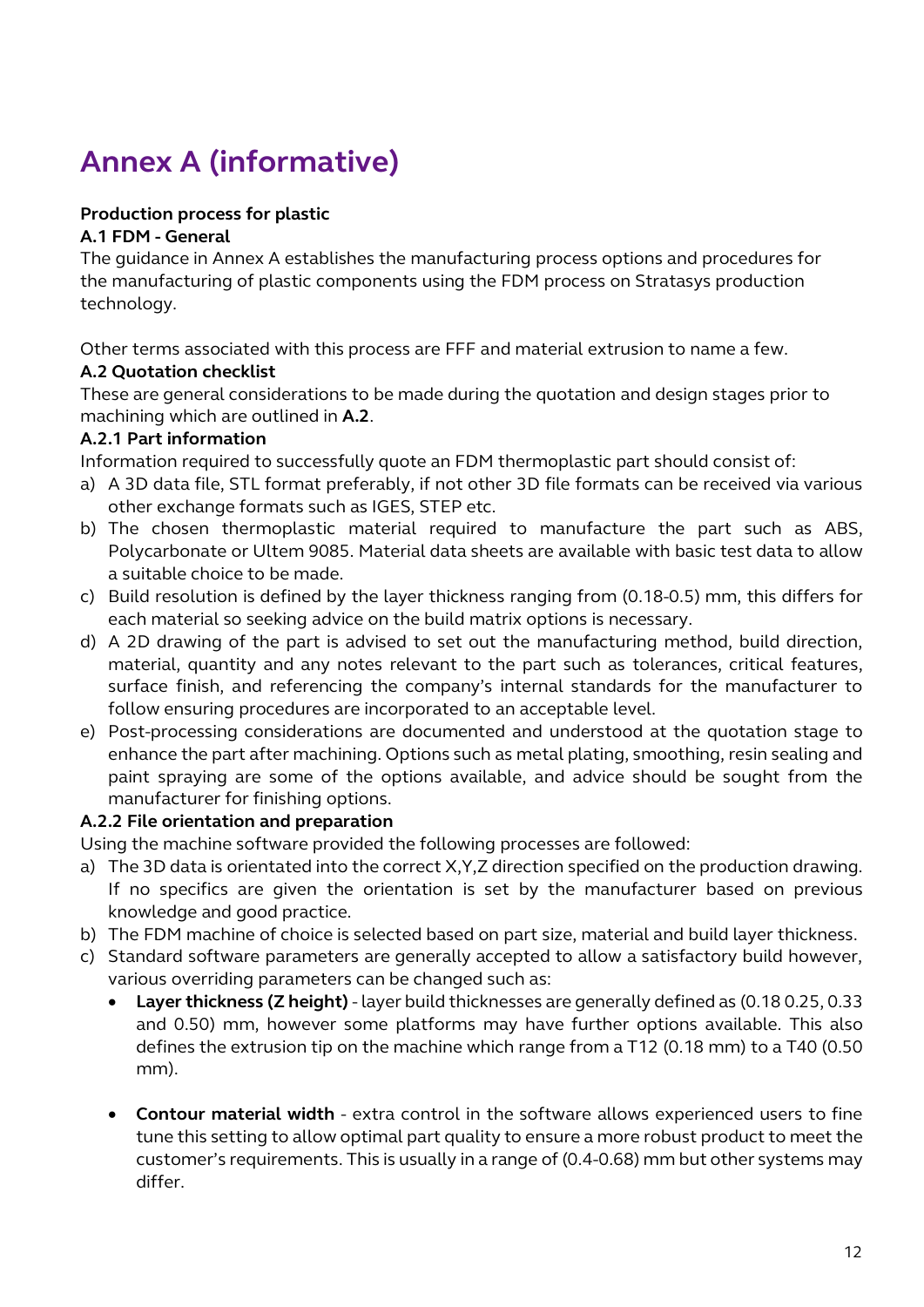# Annex A (informative)

**Production process for plastic**

**A.1 FDM - General**

The guidance in Annex A establishes the manufacturing process options and procedures for the manufacturing of plastic components using the FDM process on Stratasys production technology.

Other terms associated with this process are FFF and material extrusion to name a few.

**A.2 Quotation checklist**

These are general considerations to be made during the quotation and design stages prior to machining which are outlined in **A.2**.

**A.2.1 Part information**

Information required to successfully quote an FDM thermoplastic part should consist of:

a) A 3D data file, STL format preferably, if not other 3D file formats can be received via various other exchange formats such as IGES, STEP etc.
b) The chosen thermoplastic material required to manufacture the part such as ABS, Polycarbonate or Ultem 9085. Material data sheets are available with basic test data to allow a suitable choice to be made.
c) Build resolution is defined by the layer thickness ranging from (0.18-0.5) mm, this differs for each material so seeking advice on the build matrix options is necessary.
d) A 2D drawing of the part is advised to set out the manufacturing method, build direction, material, quantity and any notes relevant to the part such as tolerances, critical features, surface finish, and referencing the company's internal standards for the manufacturer to follow ensuring procedures are incorporated to an acceptable level.
e) Post-processing considerations are documented and understood at the quotation stage to enhance the part after machining. Options such as metal plating, smoothing, resin sealing and paint spraying are some of the options available, and advice should be sought from the manufacturer for finishing options.

**A.2.2 File orientation and preparation**

Using the machine software provided the following processes are followed:

a) The 3D data is orientated into the correct X,Y,Z direction specified on the production drawing. If no specifics are given the orientation is set by the manufacturer based on previous knowledge and good practice.
b) The FDM machine of choice is selected based on part size, material and build layer thickness.
c) Standard software parameters are generally accepted to allow a satisfactory build however, various overriding parameters can be changed such as:
   - **Layer thickness (Z height)** - layer build thicknesses are generally defined as (0.18 0.25, 0.33 and 0.50) mm, however some platforms may have further options available. This also defines the extrusion tip on the machine which range from a T12 (0.18 mm) to a T40 (0.50 mm).
   - **Contour material width** - extra control in the software allows experienced users to fine tune this setting to allow optimal part quality to ensure a more robust product to meet the customer's requirements. This is usually in a range of (0.4-0.68) mm but other systems may differ.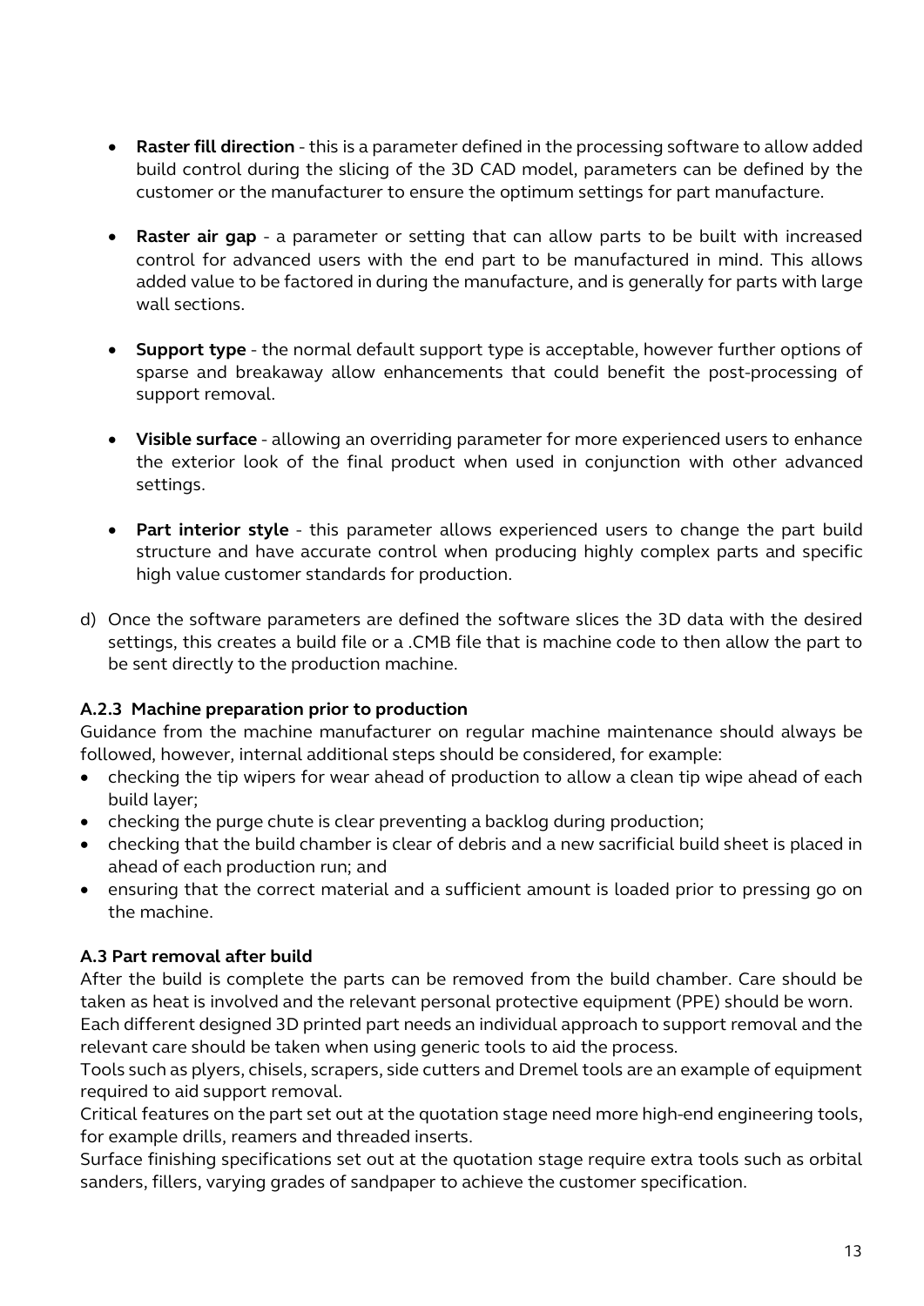- **Raster fill direction** - this is a parameter defined in the processing software to allow added build control during the slicing of the 3D CAD model, parameters can be defined by the customer or the manufacturer to ensure the optimum settings for part manufacture.

- **Raster air gap** - a parameter or setting that can allow parts to be built with increased control for advanced users with the end part to be manufactured in mind. This allows added value to be factored in during the manufacture, and is generally for parts with large wall sections.

- **Support type** - the normal default support type is acceptable, however further options of sparse and breakaway allow enhancements that could benefit the post-processing of support removal.

- **Visible surface** - allowing an overriding parameter for more experienced users to enhance the exterior look of the final product when used in conjunction with other advanced settings.

- **Part interior style** - this parameter allows experienced users to change the part build structure and have accurate control when producing highly complex parts and specific high value customer standards for production.

d) Once the software parameters are defined the software slices the 3D data with the desired settings, this creates a build file or a .CMB file that is machine code to then allow the part to be sent directly to the production machine.

### A.2.3 Machine preparation prior to production

Guidance from the machine manufacturer on regular machine maintenance should always be followed, however, internal additional steps should be considered, for example:

- checking the tip wipers for wear ahead of production to allow a clean tip wipe ahead of each build layer;
- checking the purge chute is clear preventing a backlog during production;
- checking that the build chamber is clear of debris and a new sacrificial build sheet is placed in ahead of each production run; and
- ensuring that the correct material and a sufficient amount is loaded prior to pressing go on the machine.

### A.3 Part removal after build

After the build is complete the parts can be removed from the build chamber. Care should be taken as heat is involved and the relevant personal protective equipment (PPE) should be worn.

Each different designed 3D printed part needs an individual approach to support removal and the relevant care should be taken when using generic tools to aid the process.

Tools such as plyers, chisels, scrapers, side cutters and Dremel tools are an example of equipment required to aid support removal.

Critical features on the part set out at the quotation stage need more high-end engineering tools, for example drills, reamers and threaded inserts.

Surface finishing specifications set out at the quotation stage require extra tools such as orbital sanders, fillers, varying grades of sandpaper to achieve the customer specification.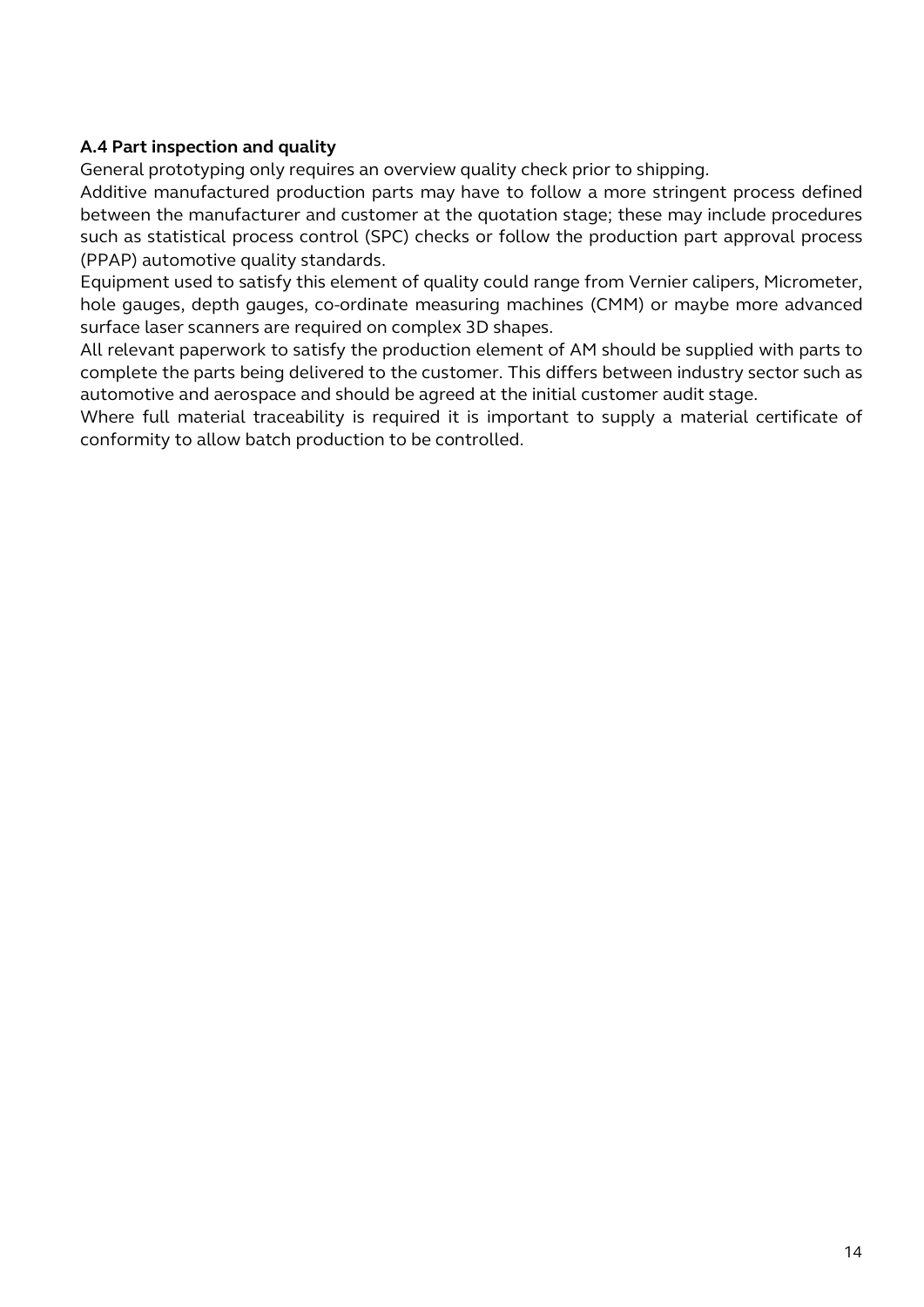### A.4 Part inspection and quality

General prototyping only requires an overview quality check prior to shipping.

Additive manufactured production parts may have to follow a more stringent process defined between the manufacturer and customer at the quotation stage; these may include procedures such as statistical process control (SPC) checks or follow the production part approval process (PPAP) automotive quality standards.

Equipment used to satisfy this element of quality could range from Vernier calipers, Micrometer, hole gauges, depth gauges, co-ordinate measuring machines (CMM) or maybe more advanced surface laser scanners are required on complex 3D shapes.

All relevant paperwork to satisfy the production element of AM should be supplied with parts to complete the parts being delivered to the customer. This differs between industry sector such as automotive and aerospace and should be agreed at the initial customer audit stage.

Where full material traceability is required it is important to supply a material certificate of conformity to allow batch production to be controlled.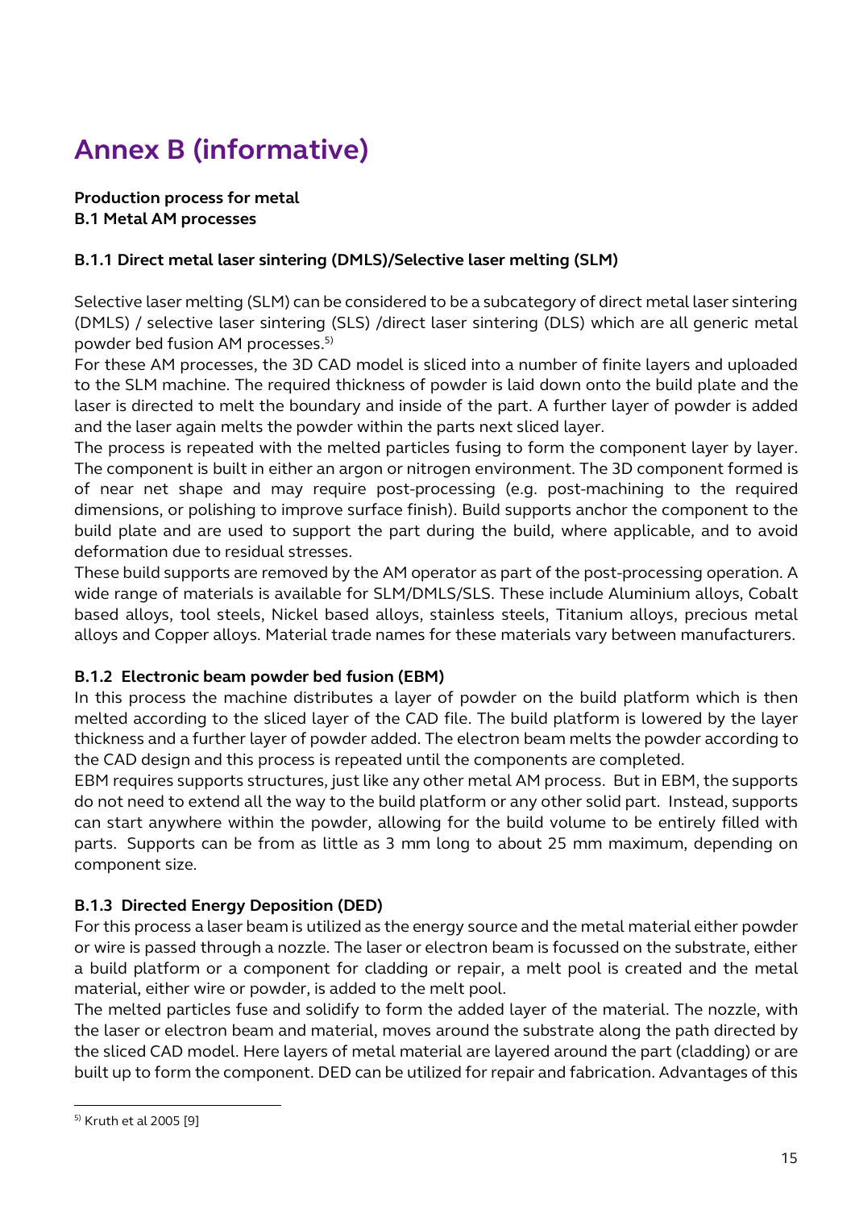# Annex B (informative)

**Production process for metal**
**B.1 Metal AM processes**

### B.1.1 Direct metal laser sintering (DMLS)/Selective laser melting (SLM)

Selective laser melting (SLM) can be considered to be a subcategory of direct metal laser sintering (DMLS) / selective laser sintering (SLS) /direct laser sintering (DLS) which are all generic metal powder bed fusion AM processes.[5)]

For these AM processes, the 3D CAD model is sliced into a number of finite layers and uploaded to the SLM machine. The required thickness of powder is laid down onto the build plate and the laser is directed to melt the boundary and inside of the part. A further layer of powder is added and the laser again melts the powder within the parts next sliced layer.

The process is repeated with the melted particles fusing to form the component layer by layer. The component is built in either an argon or nitrogen environment. The 3D component formed is of near net shape and may require post-processing (e.g. post-machining to the required dimensions, or polishing to improve surface finish). Build supports anchor the component to the build plate and are used to support the part during the build, where applicable, and to avoid deformation due to residual stresses.

These build supports are removed by the AM operator as part of the post-processing operation. A wide range of materials is available for SLM/DMLS/SLS. These include Aluminium alloys, Cobalt based alloys, tool steels, Nickel based alloys, stainless steels, Titanium alloys, precious metal alloys and Copper alloys. Material trade names for these materials vary between manufacturers.

### B.1.2 Electronic beam powder bed fusion (EBM)

In this process the machine distributes a layer of powder on the build platform which is then melted according to the sliced layer of the CAD file. The build platform is lowered by the layer thickness and a further layer of powder added. The electron beam melts the powder according to the CAD design and this process is repeated until the components are completed.

EBM requires supports structures, just like any other metal AM process. But in EBM, the supports do not need to extend all the way to the build platform or any other solid part. Instead, supports can start anywhere within the powder, allowing for the build volume to be entirely filled with parts. Supports can be from as little as 3 mm long to about 25 mm maximum, depending on component size.

### B.1.3 Directed Energy Deposition (DED)

For this process a laser beam is utilized as the energy source and the metal material either powder or wire is passed through a nozzle. The laser or electron beam is focussed on the substrate, either a build platform or a component for cladding or repair, a melt pool is created and the metal material, either wire or powder, is added to the melt pool.

The melted particles fuse and solidify to form the added layer of the material. The nozzle, with the laser or electron beam and material, moves around the substrate along the path directed by the sliced CAD model. Here layers of metal material are layered around the part (cladding) or are built up to form the component. DED can be utilized for repair and fabrication. Advantages of this

---

[5)] Kruth et al 2005 [9]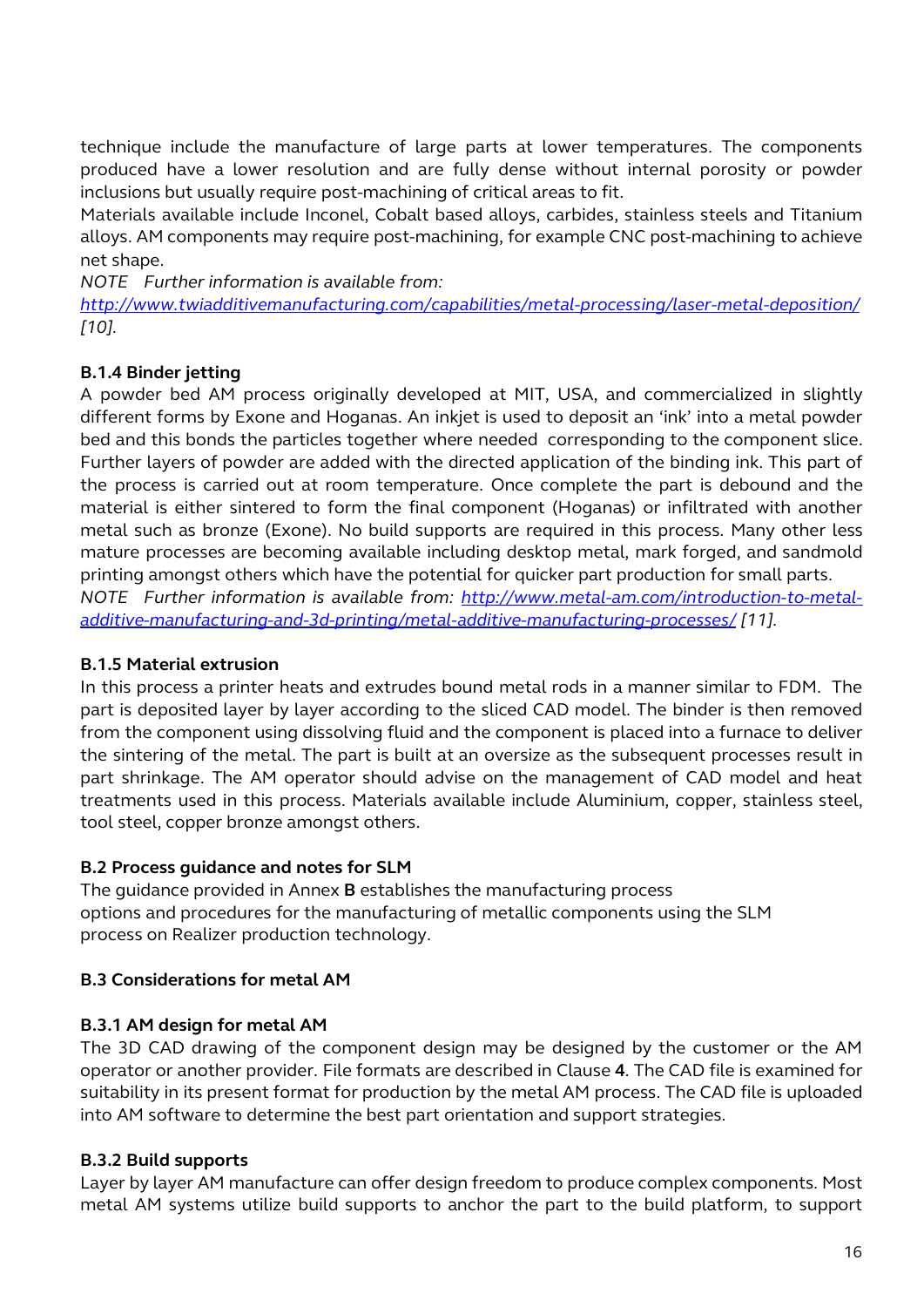technique include the manufacture of large parts at lower temperatures. The components produced have a lower resolution and are fully dense without internal porosity or powder inclusions but usually require post-machining of critical areas to fit.
Materials available include Inconel, Cobalt based alloys, carbides, stainless steels and Titanium alloys. AM components may require post-machining, for example CNC post-machining to achieve net shape.
*NOTE Further information is available from:*
*[http://www.twiadditivemanufacturing.com/capabilities/metal-processing/laser-metal-deposition/](http://www.twiadditivemanufacturing.com/capabilities/metal-processing/laser-metal-deposition/) [10].*

### B.1.4 Binder jetting

A powder bed AM process originally developed at MIT, USA, and commercialized in slightly different forms by Exone and Hoganas. An inkjet is used to deposit an 'ink' into a metal powder bed and this bonds the particles together where needed corresponding to the component slice. Further layers of powder are added with the directed application of the binding ink. This part of the process is carried out at room temperature. Once complete the part is debound and the material is either sintered to form the final component (Hoganas) or infiltrated with another metal such as bronze (Exone). No build supports are required in this process. Many other less mature processes are becoming available including desktop metal, mark forged, and sandmold printing amongst others which have the potential for quicker part production for small parts.
*NOTE Further information is available from: [http://www.metal-am.com/introduction-to-metal-additive-manufacturing-and-3d-printing/metal-additive-manufacturing-processes/](http://www.metal-am.com/introduction-to-metal-additive-manufacturing-and-3d-printing/metal-additive-manufacturing-processes/) [11].*

### B.1.5 Material extrusion

In this process a printer heats and extrudes bound metal rods in a manner similar to FDM. The part is deposited layer by layer according to the sliced CAD model. The binder is then removed from the component using dissolving fluid and the component is placed into a furnace to deliver the sintering of the metal. The part is built at an oversize as the subsequent processes result in part shrinkage. The AM operator should advise on the management of CAD model and heat treatments used in this process. Materials available include Aluminium, copper, stainless steel, tool steel, copper bronze amongst others.

## B.2 Process guidance and notes for SLM

The guidance provided in Annex **B** establishes the manufacturing process options and procedures for the manufacturing of metallic components using the SLM process on Realizer production technology.

## B.3 Considerations for metal AM

### B.3.1 AM design for metal AM

The 3D CAD drawing of the component design may be designed by the customer or the AM operator or another provider. File formats are described in Clause **4**. The CAD file is examined for suitability in its present format for production by the metal AM process. The CAD file is uploaded into AM software to determine the best part orientation and support strategies.

### B.3.2 Build supports

Layer by layer AM manufacture can offer design freedom to produce complex components. Most metal AM systems utilize build supports to anchor the part to the build platform, to support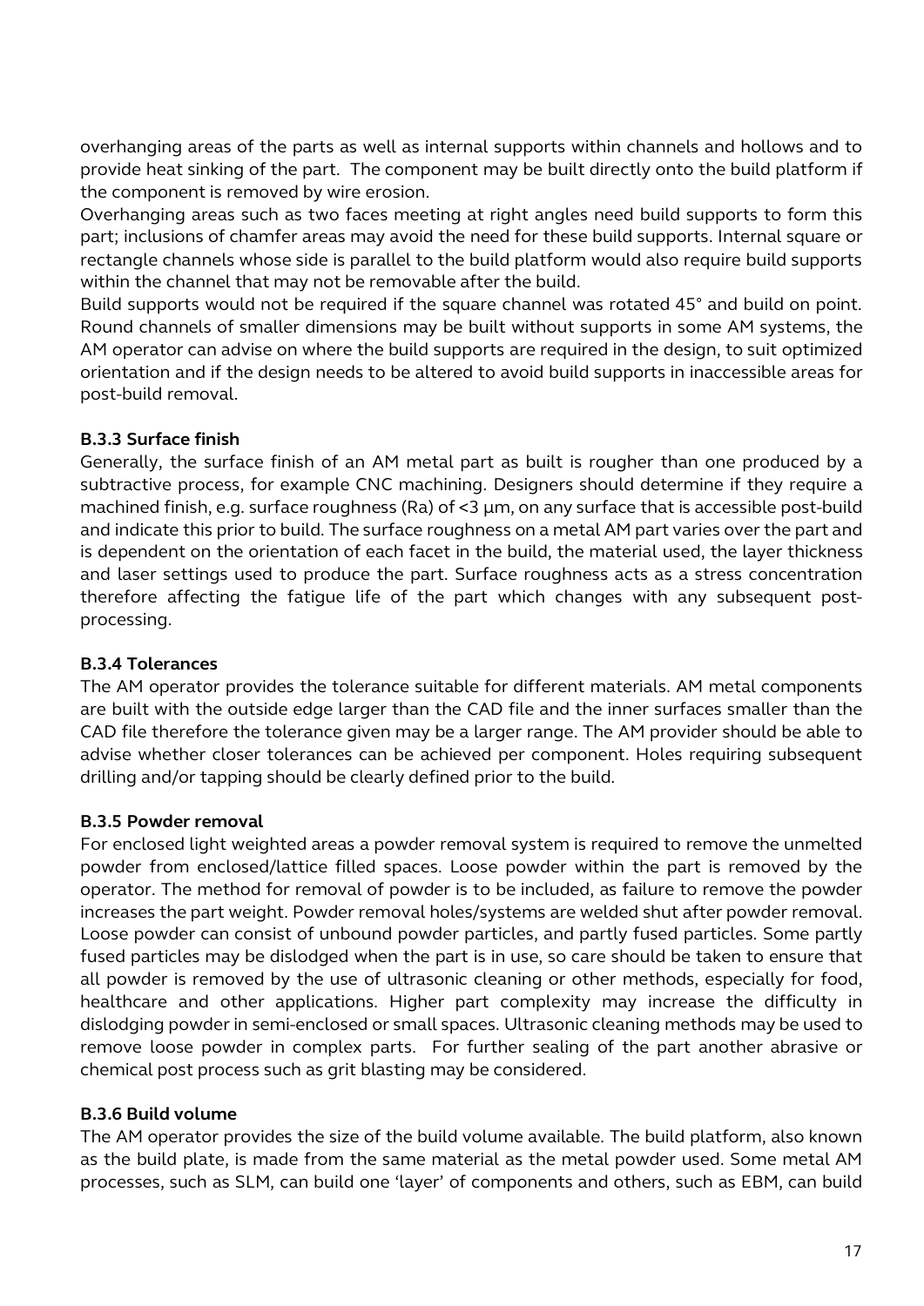overhanging areas of the parts as well as internal supports within channels and hollows and to provide heat sinking of the part. The component may be built directly onto the build platform if the component is removed by wire erosion.

Overhanging areas such as two faces meeting at right angles need build supports to form this part; inclusions of chamfer areas may avoid the need for these build supports. Internal square or rectangle channels whose side is parallel to the build platform would also require build supports within the channel that may not be removable after the build.

Build supports would not be required if the square channel was rotated 45° and build on point. Round channels of smaller dimensions may be built without supports in some AM systems, the AM operator can advise on where the build supports are required in the design, to suit optimized orientation and if the design needs to be altered to avoid build supports in inaccessible areas for post-build removal.

### B.3.3 Surface finish

Generally, the surface finish of an AM metal part as built is rougher than one produced by a subtractive process, for example CNC machining. Designers should determine if they require a machined finish, e.g. surface roughness (Ra) of <3 µm, on any surface that is accessible post-build and indicate this prior to build. The surface roughness on a metal AM part varies over the part and is dependent on the orientation of each facet in the build, the material used, the layer thickness and laser settings used to produce the part. Surface roughness acts as a stress concentration therefore affecting the fatigue life of the part which changes with any subsequent post-processing.

### B.3.4 Tolerances

The AM operator provides the tolerance suitable for different materials. AM metal components are built with the outside edge larger than the CAD file and the inner surfaces smaller than the CAD file therefore the tolerance given may be a larger range. The AM provider should be able to advise whether closer tolerances can be achieved per component. Holes requiring subsequent drilling and/or tapping should be clearly defined prior to the build.

### B.3.5 Powder removal

For enclosed light weighted areas a powder removal system is required to remove the unmelted powder from enclosed/lattice filled spaces. Loose powder within the part is removed by the operator. The method for removal of powder is to be included, as failure to remove the powder increases the part weight. Powder removal holes/systems are welded shut after powder removal. Loose powder can consist of unbound powder particles, and partly fused particles. Some partly fused particles may be dislodged when the part is in use, so care should be taken to ensure that all powder is removed by the use of ultrasonic cleaning or other methods, especially for food, healthcare and other applications. Higher part complexity may increase the difficulty in dislodging powder in semi-enclosed or small spaces. Ultrasonic cleaning methods may be used to remove loose powder in complex parts. For further sealing of the part another abrasive or chemical post process such as grit blasting may be considered.

### B.3.6 Build volume

The AM operator provides the size of the build volume available. The build platform, also known as the build plate, is made from the same material as the metal powder used. Some metal AM processes, such as SLM, can build one 'layer' of components and others, such as EBM, can build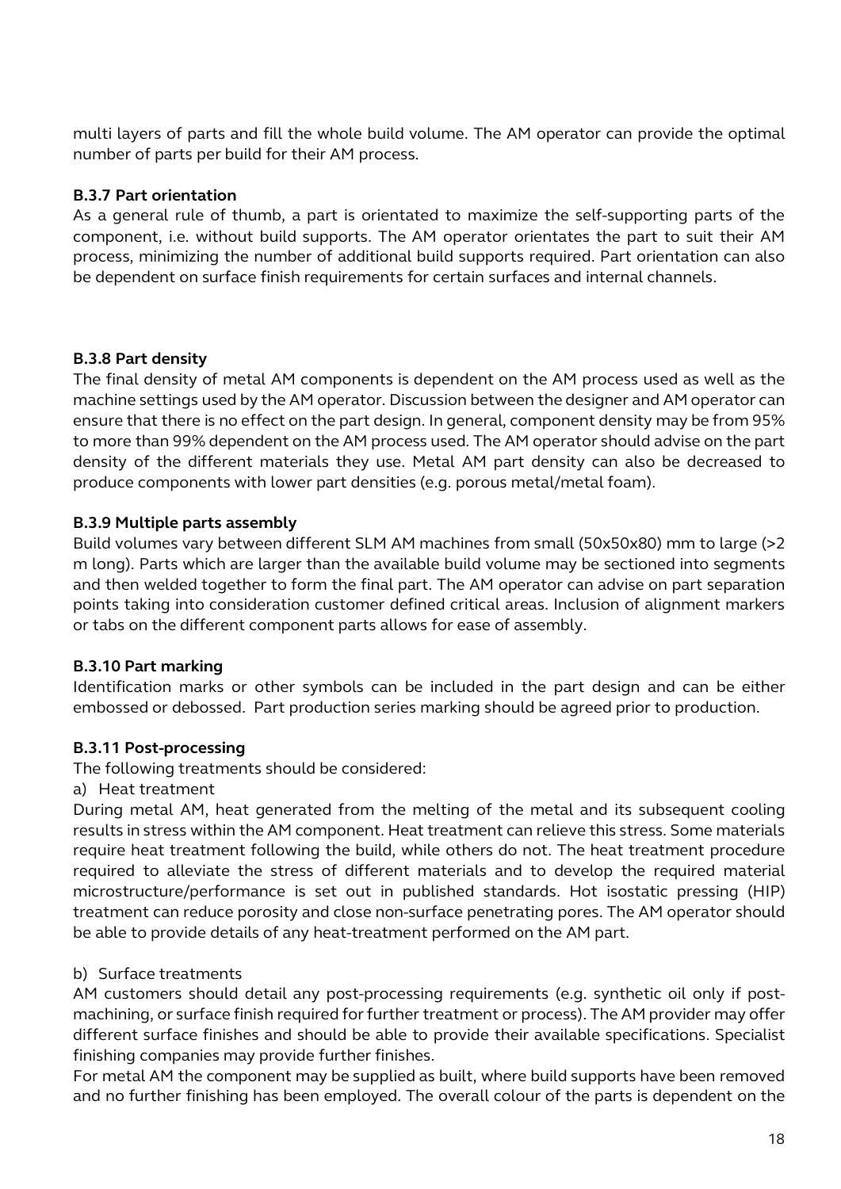multi layers of parts and fill the whole build volume. The AM operator can provide the optimal number of parts per build for their AM process.

### B.3.7 Part orientation

As a general rule of thumb, a part is orientated to maximize the self-supporting parts of the component, i.e. without build supports. The AM operator orientates the part to suit their AM process, minimizing the number of additional build supports required. Part orientation can also be dependent on surface finish requirements for certain surfaces and internal channels.

### B.3.8 Part density

The final density of metal AM components is dependent on the AM process used as well as the machine settings used by the AM operator. Discussion between the designer and AM operator can ensure that there is no effect on the part design. In general, component density may be from 95% to more than 99% dependent on the AM process used. The AM operator should advise on the part density of the different materials they use. Metal AM part density can also be decreased to produce components with lower part densities (e.g. porous metal/metal foam).

### B.3.9 Multiple parts assembly

Build volumes vary between different SLM AM machines from small (50x50x80) mm to large (>2 m long). Parts which are larger than the available build volume may be sectioned into segments and then welded together to form the final part. The AM operator can advise on part separation points taking into consideration customer defined critical areas. Inclusion of alignment markers or tabs on the different component parts allows for ease of assembly.

### B.3.10 Part marking

Identification marks or other symbols can be included in the part design and can be either embossed or debossed. Part production series marking should be agreed prior to production.

### B.3.11 Post-processing

The following treatments should be considered:

a) Heat treatment

During metal AM, heat generated from the melting of the metal and its subsequent cooling results in stress within the AM component. Heat treatment can relieve this stress. Some materials require heat treatment following the build, while others do not. The heat treatment procedure required to alleviate the stress of different materials and to develop the required material microstructure/performance is set out in published standards. Hot isostatic pressing (HIP) treatment can reduce porosity and close non-surface penetrating pores. The AM operator should be able to provide details of any heat-treatment performed on the AM part.

b) Surface treatments

AM customers should detail any post-processing requirements (e.g. synthetic oil only if post-machining, or surface finish required for further treatment or process). The AM provider may offer different surface finishes and should be able to provide their available specifications. Specialist finishing companies may provide further finishes.

For metal AM the component may be supplied as built, where build supports have been removed and no further finishing has been employed. The overall colour of the parts is dependent on the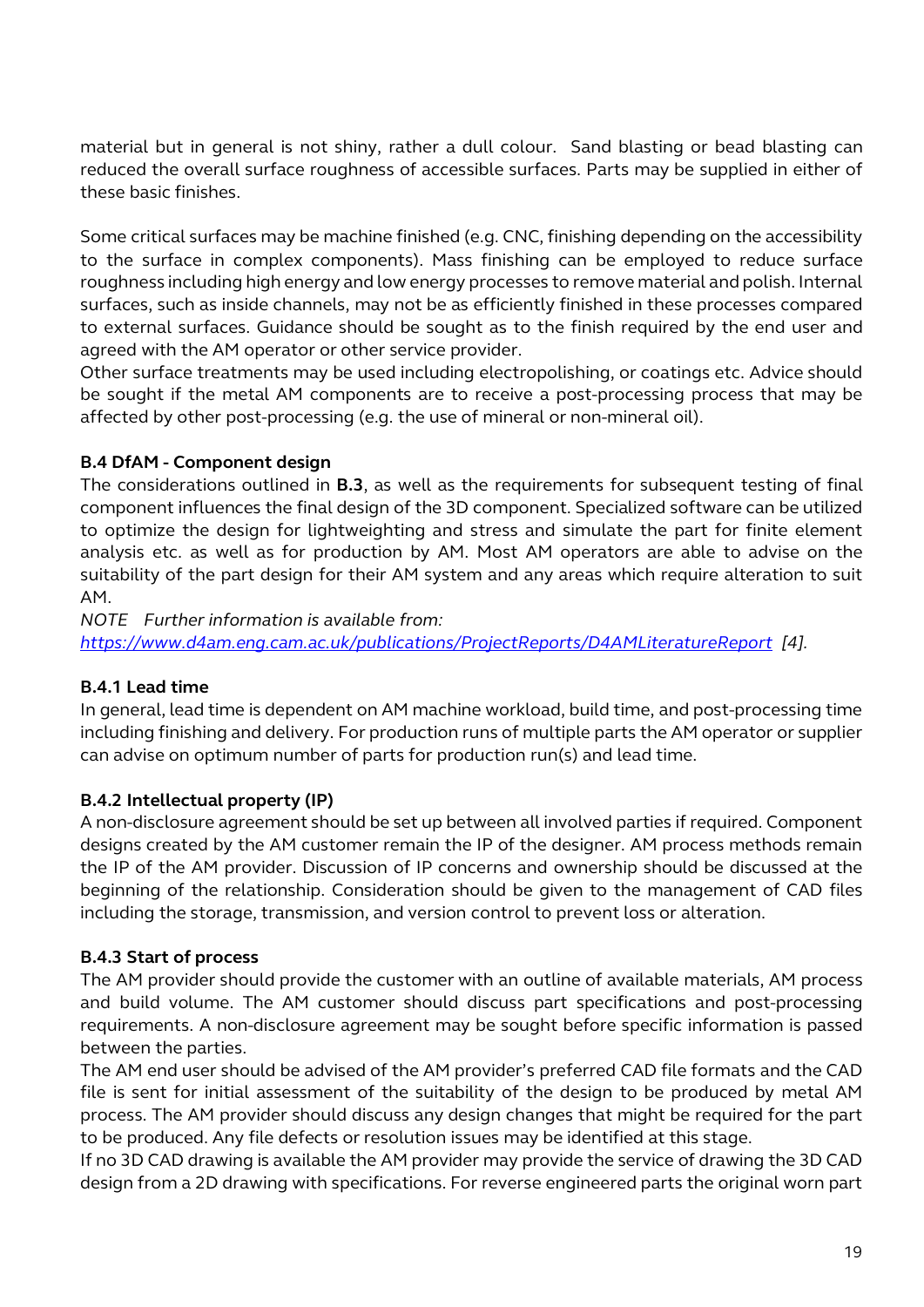material but in general is not shiny, rather a dull colour. Sand blasting or bead blasting can reduced the overall surface roughness of accessible surfaces. Parts may be supplied in either of these basic finishes.

Some critical surfaces may be machine finished (e.g. CNC, finishing depending on the accessibility to the surface in complex components). Mass finishing can be employed to reduce surface roughness including high energy and low energy processes to remove material and polish. Internal surfaces, such as inside channels, may not be as efficiently finished in these processes compared to external surfaces. Guidance should be sought as to the finish required by the end user and agreed with the AM operator or other service provider.
Other surface treatments may be used including electropolishing, or coatings etc. Advice should be sought if the metal AM components are to receive a post-processing process that may be affected by other post-processing (e.g. the use of mineral or non-mineral oil).

### B.4 DfAM - Component design

The considerations outlined in **B.3**, as well as the requirements for subsequent testing of final component influences the final design of the 3D component. Specialized software can be utilized to optimize the design for lightweighting and stress and simulate the part for finite element analysis etc. as well as for production by AM. Most AM operators are able to advise on the suitability of the part design for their AM system and any areas which require alteration to suit AM.

*NOTE Further information is available from: [https://www.d4am.eng.cam.ac.uk/publications/ProjectReports/D4AMLiteratureReport](https://www.d4am.eng.cam.ac.uk/publications/ProjectReports/D4AMLiteratureReport) [4].*

#### B.4.1 Lead time

In general, lead time is dependent on AM machine workload, build time, and post-processing time including finishing and delivery. For production runs of multiple parts the AM operator or supplier can advise on optimum number of parts for production run(s) and lead time.

#### B.4.2 Intellectual property (IP)

A non-disclosure agreement should be set up between all involved parties if required. Component designs created by the AM customer remain the IP of the designer. AM process methods remain the IP of the AM provider. Discussion of IP concerns and ownership should be discussed at the beginning of the relationship. Consideration should be given to the management of CAD files including the storage, transmission, and version control to prevent loss or alteration.

#### B.4.3 Start of process

The AM provider should provide the customer with an outline of available materials, AM process and build volume. The AM customer should discuss part specifications and post-processing requirements. A non-disclosure agreement may be sought before specific information is passed between the parties.
The AM end user should be advised of the AM provider's preferred CAD file formats and the CAD file is sent for initial assessment of the suitability of the design to be produced by metal AM process. The AM provider should discuss any design changes that might be required for the part to be produced. Any file defects or resolution issues may be identified at this stage.
If no 3D CAD drawing is available the AM provider may provide the service of drawing the 3D CAD design from a 2D drawing with specifications. For reverse engineered parts the original worn part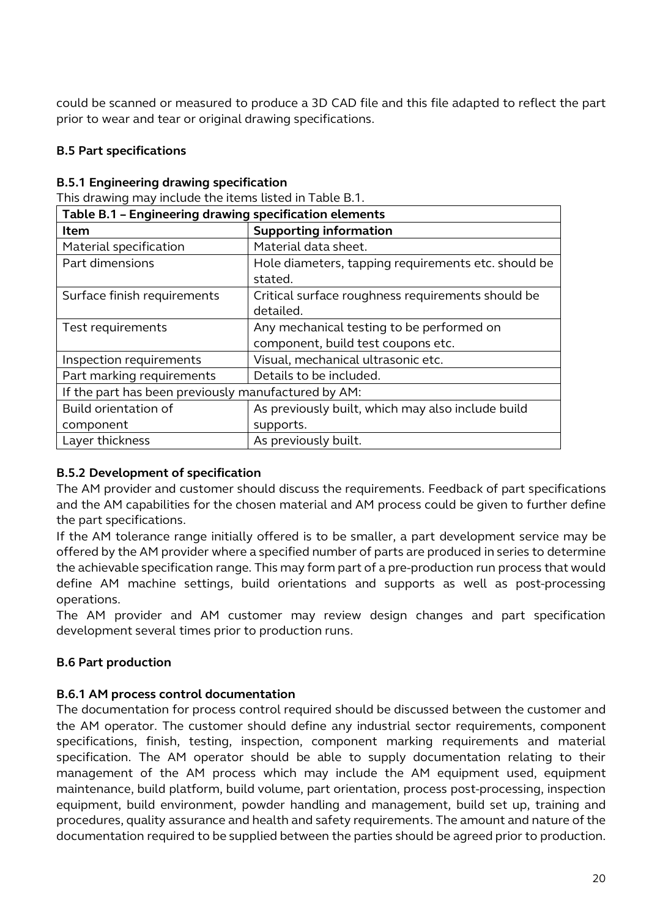could be scanned or measured to produce a 3D CAD file and this file adapted to reflect the part prior to wear and tear or original drawing specifications.

### B.5 Part specifications

#### B.5.1 Engineering drawing specification

This drawing may include the items listed in Table B.1.

| **Table B.1 – Engineering drawing specification elements** | |
|---|---|
| **Item** | **Supporting information** |
| Material specification | Material data sheet. |
| Part dimensions | Hole diameters, tapping requirements etc. should be stated. |
| Surface finish requirements | Critical surface roughness requirements should be detailed. |
| Test requirements | Any mechanical testing to be performed on component, build test coupons etc. |
| Inspection requirements | Visual, mechanical ultrasonic etc. |
| Part marking requirements | Details to be included. |
| If the part has been previously manufactured by AM: | |
| Build orientation of component | As previously built, which may also include build supports. |
| Layer thickness | As previously built. |

#### B.5.2 Development of specification

The AM provider and customer should discuss the requirements. Feedback of part specifications and the AM capabilities for the chosen material and AM process could be given to further define the part specifications.

If the AM tolerance range initially offered is to be smaller, a part development service may be offered by the AM provider where a specified number of parts are produced in series to determine the achievable specification range. This may form part of a pre-production run process that would define AM machine settings, build orientations and supports as well as post-processing operations.

The AM provider and AM customer may review design changes and part specification development several times prior to production runs.

### B.6 Part production

#### B.6.1 AM process control documentation

The documentation for process control required should be discussed between the customer and the AM operator. The customer should define any industrial sector requirements, component specifications, finish, testing, inspection, component marking requirements and material specification. The AM operator should be able to supply documentation relating to their management of the AM process which may include the AM equipment used, equipment maintenance, build platform, build volume, part orientation, process post-processing, inspection equipment, build environment, powder handling and management, build set up, training and procedures, quality assurance and health and safety requirements. The amount and nature of the documentation required to be supplied between the parties should be agreed prior to production.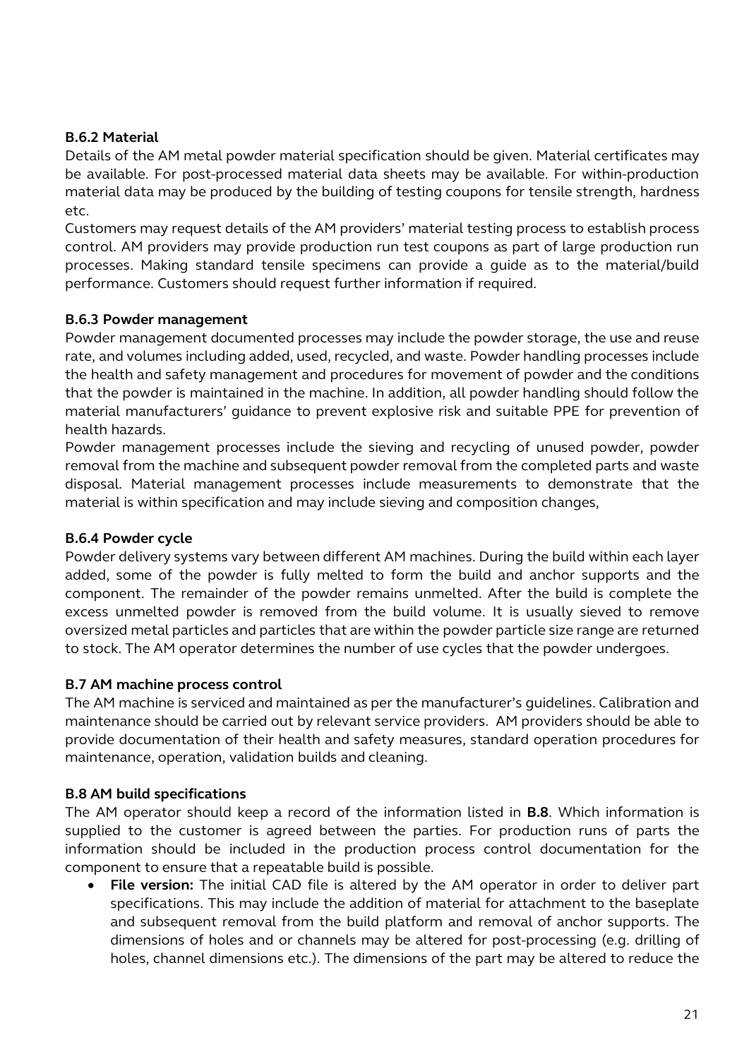### B.6.2 Material

Details of the AM metal powder material specification should be given. Material certificates may be available. For post-processed material data sheets may be available. For within-production material data may be produced by the building of testing coupons for tensile strength, hardness etc.

Customers may request details of the AM providers' material testing process to establish process control. AM providers may provide production run test coupons as part of large production run processes. Making standard tensile specimens can provide a guide as to the material/build performance. Customers should request further information if required.

### B.6.3 Powder management

Powder management documented processes may include the powder storage, the use and reuse rate, and volumes including added, used, recycled, and waste. Powder handling processes include the health and safety management and procedures for movement of powder and the conditions that the powder is maintained in the machine. In addition, all powder handling should follow the material manufacturers' guidance to prevent explosive risk and suitable PPE for prevention of health hazards.

Powder management processes include the sieving and recycling of unused powder, powder removal from the machine and subsequent powder removal from the completed parts and waste disposal. Material management processes include measurements to demonstrate that the material is within specification and may include sieving and composition changes,

### B.6.4 Powder cycle

Powder delivery systems vary between different AM machines. During the build within each layer added, some of the powder is fully melted to form the build and anchor supports and the component. The remainder of the powder remains unmelted. After the build is complete the excess unmelted powder is removed from the build volume. It is usually sieved to remove oversized metal particles and particles that are within the powder particle size range are returned to stock. The AM operator determines the number of use cycles that the powder undergoes.

## B.7 AM machine process control

The AM machine is serviced and maintained as per the manufacturer's guidelines. Calibration and maintenance should be carried out by relevant service providers. AM providers should be able to provide documentation of their health and safety measures, standard operation procedures for maintenance, operation, validation builds and cleaning.

## B.8 AM build specifications

The AM operator should keep a record of the information listed in **B.8**. Which information is supplied to the customer is agreed between the parties. For production runs of parts the information should be included in the production process control documentation for the component to ensure that a repeatable build is possible.

- **File version:** The initial CAD file is altered by the AM operator in order to deliver part specifications. This may include the addition of material for attachment to the baseplate and subsequent removal from the build platform and removal of anchor supports. The dimensions of holes and or channels may be altered for post-processing (e.g. drilling of holes, channel dimensions etc.). The dimensions of the part may be altered to reduce the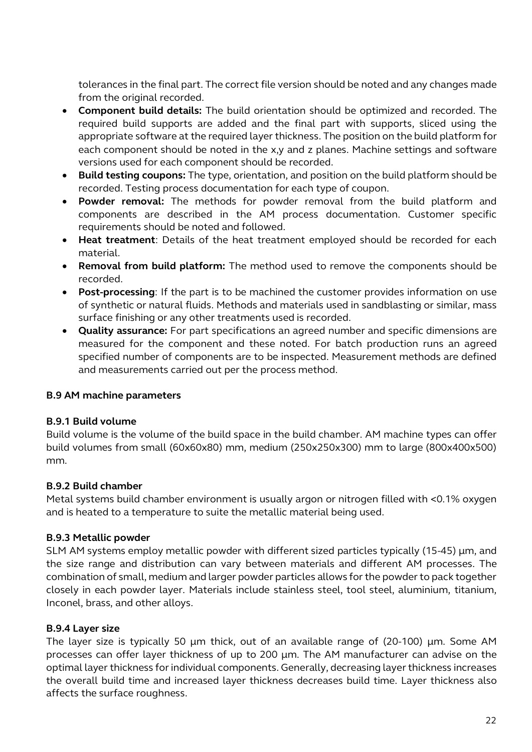tolerances in the final part. The correct file version should be noted and any changes made from the original recorded.

- **Component build details:** The build orientation should be optimized and recorded. The required build supports are added and the final part with supports, sliced using the appropriate software at the required layer thickness. The position on the build platform for each component should be noted in the x,y and z planes. Machine settings and software versions used for each component should be recorded.
- **Build testing coupons:** The type, orientation, and position on the build platform should be recorded. Testing process documentation for each type of coupon.
- **Powder removal:** The methods for powder removal from the build platform and components are described in the AM process documentation. Customer specific requirements should be noted and followed.
- **Heat treatment**: Details of the heat treatment employed should be recorded for each material.
- **Removal from build platform:** The method used to remove the components should be recorded.
- **Post-processing**: If the part is to be machined the customer provides information on use of synthetic or natural fluids. Methods and materials used in sandblasting or similar, mass surface finishing or any other treatments used is recorded.
- **Quality assurance:** For part specifications an agreed number and specific dimensions are measured for the component and these noted. For batch production runs an agreed specified number of components are to be inspected. Measurement methods are defined and measurements carried out per the process method.

### B.9 AM machine parameters

#### B.9.1 Build volume

Build volume is the volume of the build space in the build chamber. AM machine types can offer build volumes from small (60x60x80) mm, medium (250x250x300) mm to large (800x400x500) mm.

#### B.9.2 Build chamber

Metal systems build chamber environment is usually argon or nitrogen filled with <0.1% oxygen and is heated to a temperature to suite the metallic material being used.

#### B.9.3 Metallic powder

SLM AM systems employ metallic powder with different sized particles typically (15-45) µm, and the size range and distribution can vary between materials and different AM processes. The combination of small, medium and larger powder particles allows for the powder to pack together closely in each powder layer. Materials include stainless steel, tool steel, aluminium, titanium, Inconel, brass, and other alloys.

#### B.9.4 Layer size

The layer size is typically 50 µm thick, out of an available range of (20-100) µm. Some AM processes can offer layer thickness of up to 200 µm. The AM manufacturer can advise on the optimal layer thickness for individual components. Generally, decreasing layer thickness increases the overall build time and increased layer thickness decreases build time. Layer thickness also affects the surface roughness.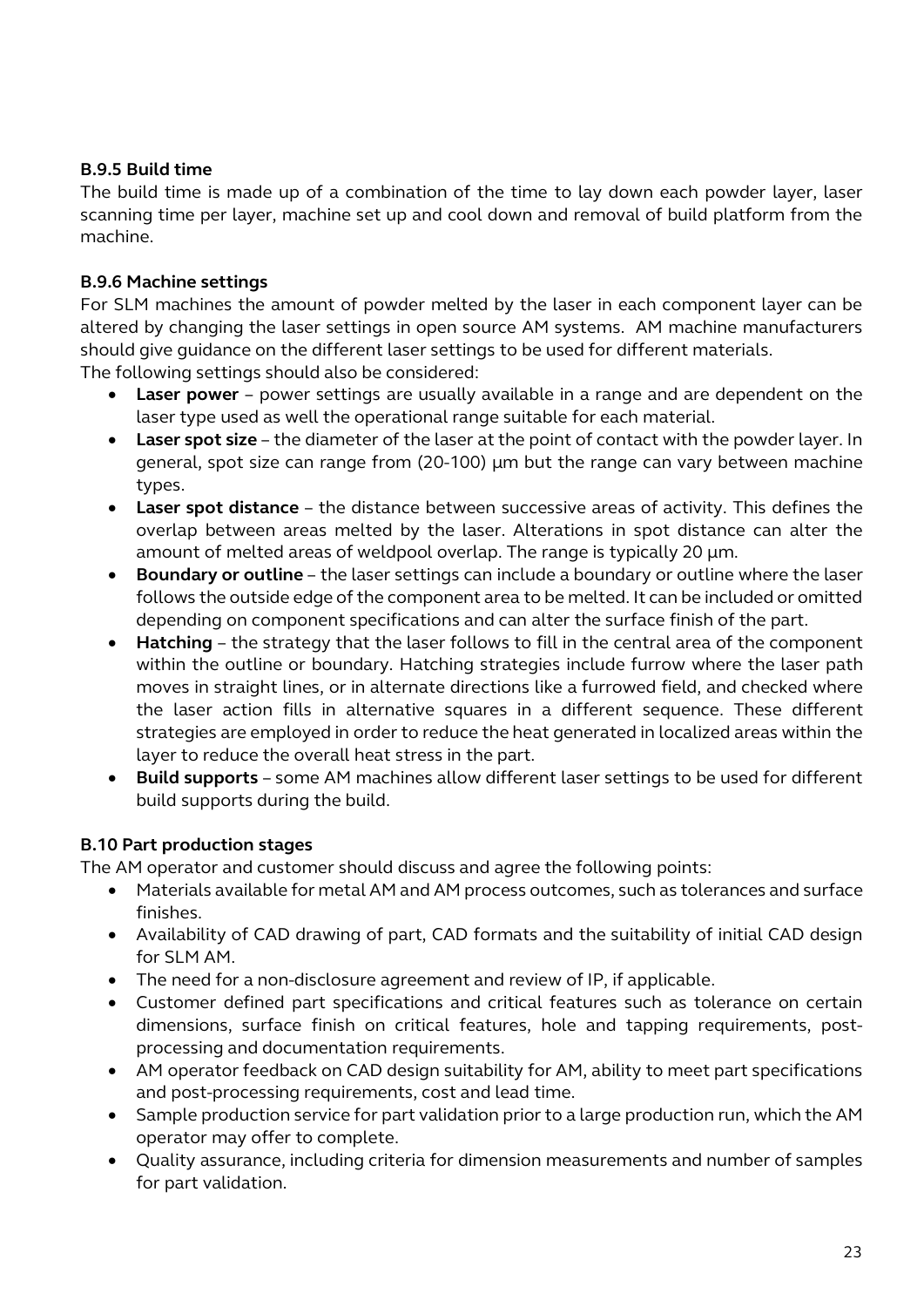### B.9.5 Build time

The build time is made up of a combination of the time to lay down each powder layer, laser scanning time per layer, machine set up and cool down and removal of build platform from the machine.

### B.9.6 Machine settings

For SLM machines the amount of powder melted by the laser in each component layer can be altered by changing the laser settings in open source AM systems. AM machine manufacturers should give guidance on the different laser settings to be used for different materials.
The following settings should also be considered:

- **Laser power** – power settings are usually available in a range and are dependent on the laser type used as well the operational range suitable for each material.
- **Laser spot size** – the diameter of the laser at the point of contact with the powder layer. In general, spot size can range from (20-100) µm but the range can vary between machine types.
- **Laser spot distance** – the distance between successive areas of activity. This defines the overlap between areas melted by the laser. Alterations in spot distance can alter the amount of melted areas of weldpool overlap. The range is typically 20 µm.
- **Boundary or outline** – the laser settings can include a boundary or outline where the laser follows the outside edge of the component area to be melted. It can be included or omitted depending on component specifications and can alter the surface finish of the part.
- **Hatching** – the strategy that the laser follows to fill in the central area of the component within the outline or boundary. Hatching strategies include furrow where the laser path moves in straight lines, or in alternate directions like a furrowed field, and checked where the laser action fills in alternative squares in a different sequence. These different strategies are employed in order to reduce the heat generated in localized areas within the layer to reduce the overall heat stress in the part.
- **Build supports** – some AM machines allow different laser settings to be used for different build supports during the build.

### B.10 Part production stages

The AM operator and customer should discuss and agree the following points:

- Materials available for metal AM and AM process outcomes, such as tolerances and surface finishes.
- Availability of CAD drawing of part, CAD formats and the suitability of initial CAD design for SLM AM.
- The need for a non-disclosure agreement and review of IP, if applicable.
- Customer defined part specifications and critical features such as tolerance on certain dimensions, surface finish on critical features, hole and tapping requirements, post-processing and documentation requirements.
- AM operator feedback on CAD design suitability for AM, ability to meet part specifications and post-processing requirements, cost and lead time.
- Sample production service for part validation prior to a large production run, which the AM operator may offer to complete.
- Quality assurance, including criteria for dimension measurements and number of samples for part validation.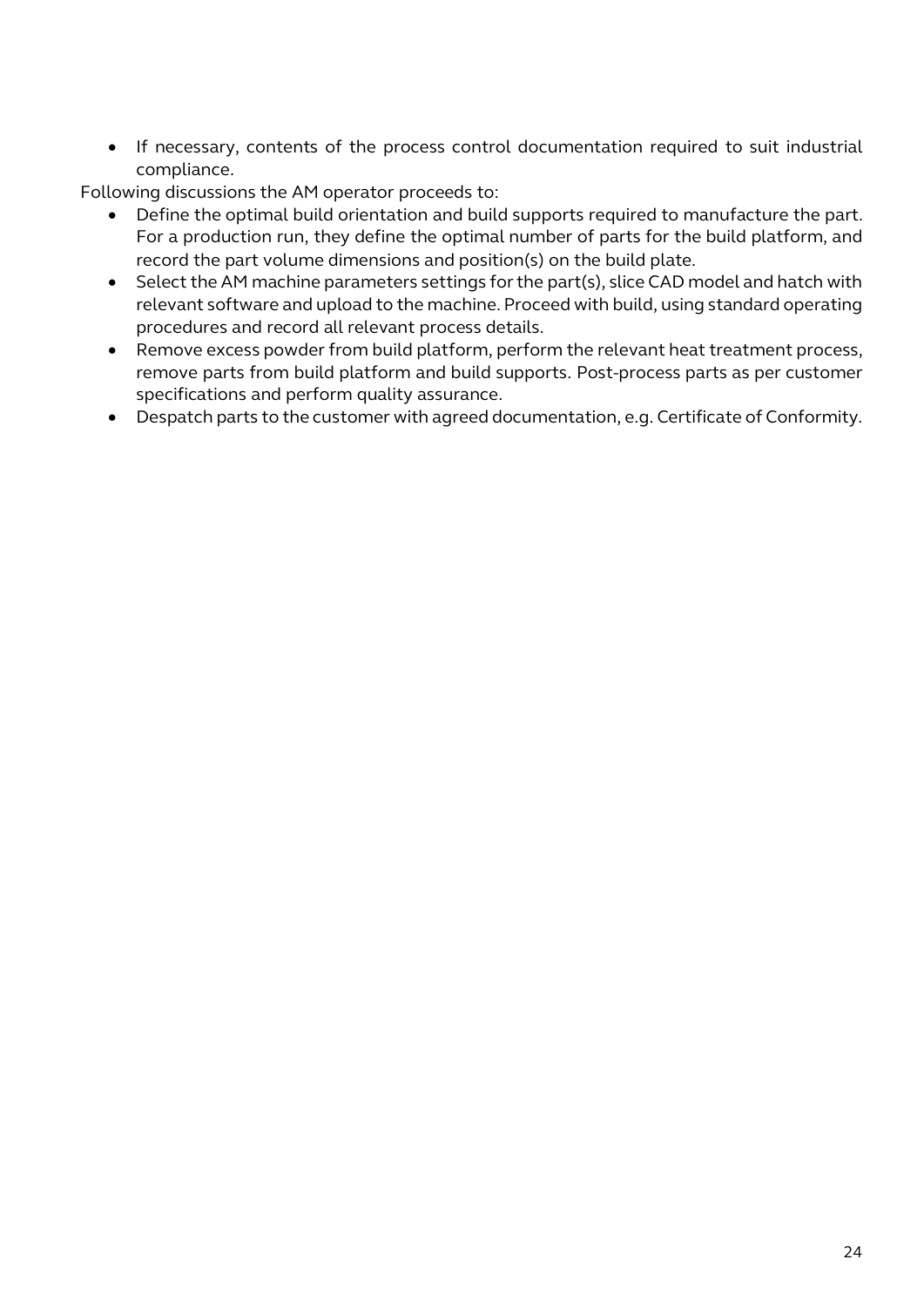- If necessary, contents of the process control documentation required to suit industrial compliance.

Following discussions the AM operator proceeds to:

- Define the optimal build orientation and build supports required to manufacture the part. For a production run, they define the optimal number of parts for the build platform, and record the part volume dimensions and position(s) on the build plate.
- Select the AM machine parameters settings for the part(s), slice CAD model and hatch with relevant software and upload to the machine. Proceed with build, using standard operating procedures and record all relevant process details.
- Remove excess powder from build platform, perform the relevant heat treatment process, remove parts from build platform and build supports. Post-process parts as per customer specifications and perform quality assurance.
- Despatch parts to the customer with agreed documentation, e.g. Certificate of Conformity.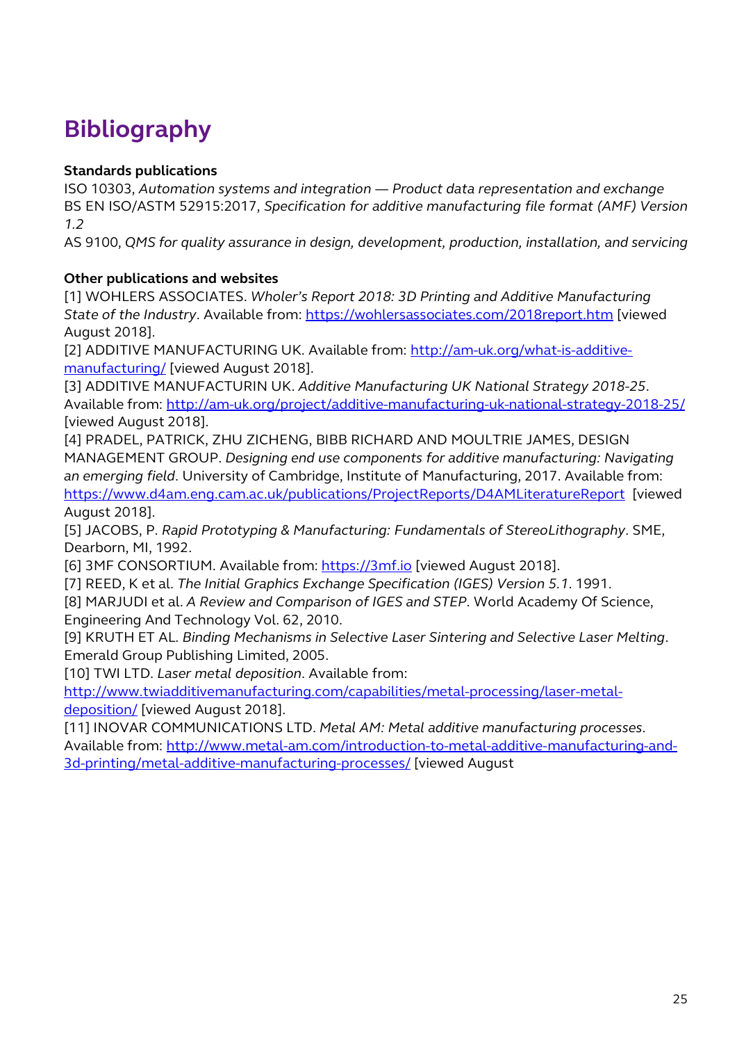# Bibliography

**Standards publications**

ISO 10303, *Automation systems and integration — Product data representation and exchange*

BS EN ISO/ASTM 52915:2017, *Specification for additive manufacturing file format (AMF) Version 1.2*

AS 9100, *QMS for quality assurance in design, development, production, installation, and servicing*

**Other publications and websites**

[1] WOHLERS ASSOCIATES. *Wholer's Report 2018: 3D Printing and Additive Manufacturing State of the Industry*. Available from: https://wohlersassociates.com/2018report.htm [viewed August 2018].

[2] ADDITIVE MANUFACTURING UK. Available from: http://am-uk.org/what-is-additive-manufacturing/ [viewed August 2018].

[3] ADDITIVE MANUFACTURIN UK. *Additive Manufacturing UK National Strategy 2018-25*. Available from: http://am-uk.org/project/additive-manufacturing-uk-national-strategy-2018-25/ [viewed August 2018].

[4] PRADEL, PATRICK, ZHU ZICHENG, BIBB RICHARD AND MOULTRIE JAMES, DESIGN MANAGEMENT GROUP. *Designing end use components for additive manufacturing: Navigating an emerging field*. University of Cambridge, Institute of Manufacturing, 2017. Available from: https://www.d4am.eng.cam.ac.uk/publications/ProjectReports/D4AMLiteratureReport [viewed August 2018].

[5] JACOBS, P. *Rapid Prototyping & Manufacturing: Fundamentals of StereoLithography*. SME, Dearborn, MI, 1992.

[6] 3MF CONSORTIUM. Available from: https://3mf.io [viewed August 2018].

[7] REED, K et al. *The Initial Graphics Exchange Specification (IGES) Version 5.1*. 1991.

[8] MARJUDI et al. *A Review and Comparison of IGES and STEP*. World Academy Of Science, Engineering And Technology Vol. 62, 2010.

[9] KRUTH ET AL. *Binding Mechanisms in Selective Laser Sintering and Selective Laser Melting*. Emerald Group Publishing Limited, 2005.

[10] TWI LTD. *Laser metal deposition*. Available from: http://www.twiadditivemanufacturing.com/capabilities/metal-processing/laser-metal-deposition/ [viewed August 2018].

[11] INOVAR COMMUNICATIONS LTD. *Metal AM: Metal additive manufacturing processes*. Available from: http://www.metal-am.com/introduction-to-metal-additive-manufacturing-and-3d-printing/metal-additive-manufacturing-processes/ [viewed August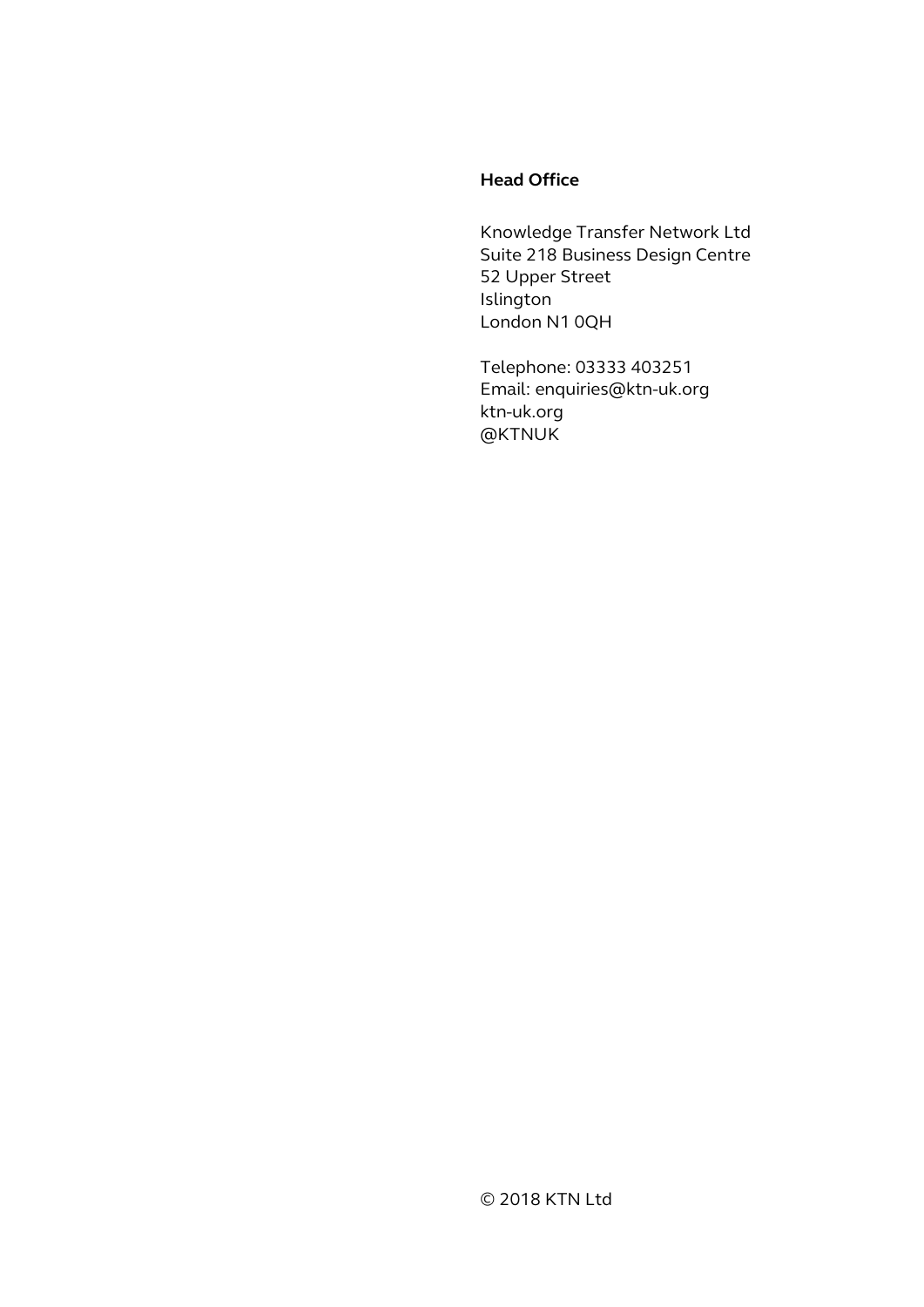**Head Office**

Knowledge Transfer Network Ltd
Suite 218 Business Design Centre
52 Upper Street
Islington
London N1 0QH

Telephone: 03333 403251
Email: enquiries@ktn-uk.org
ktn-uk.org
@KTNUK

© 2018 KTN Ltd